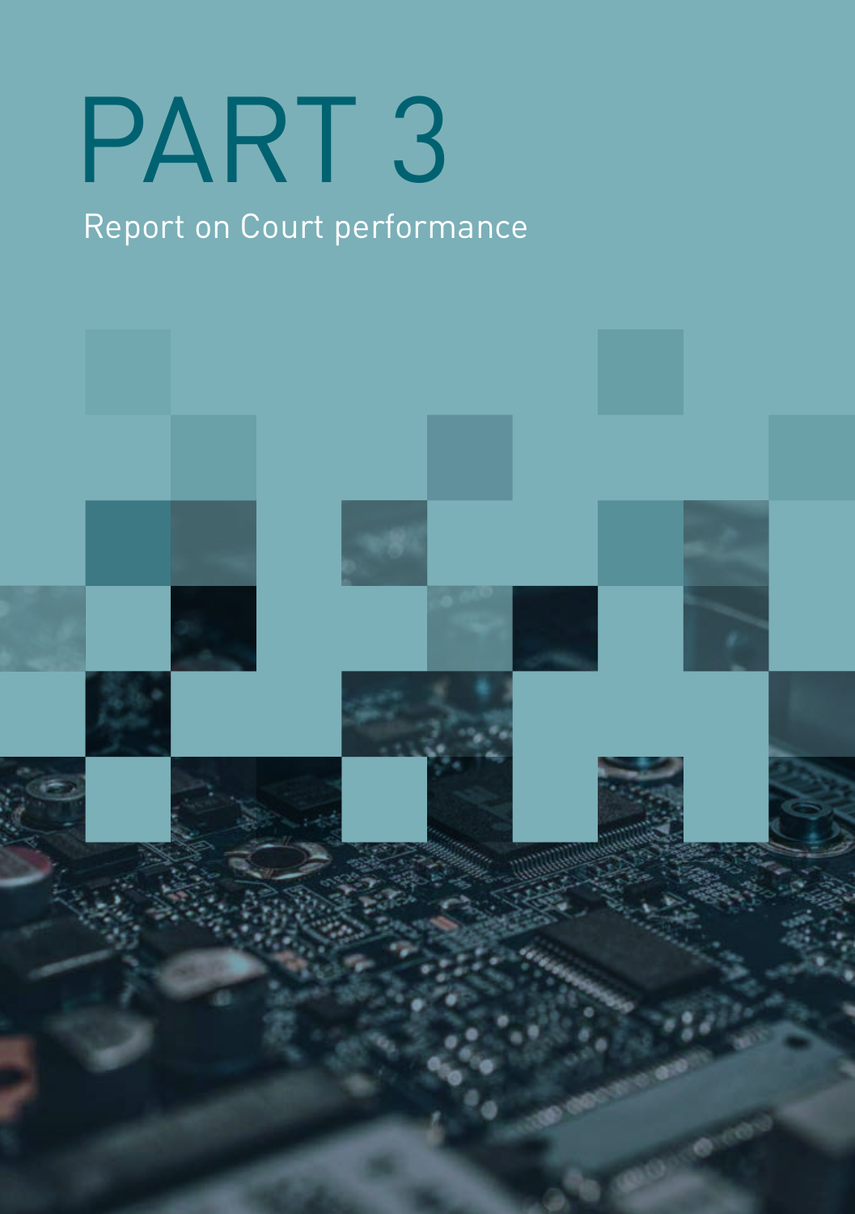# PART 3

Report on Court performance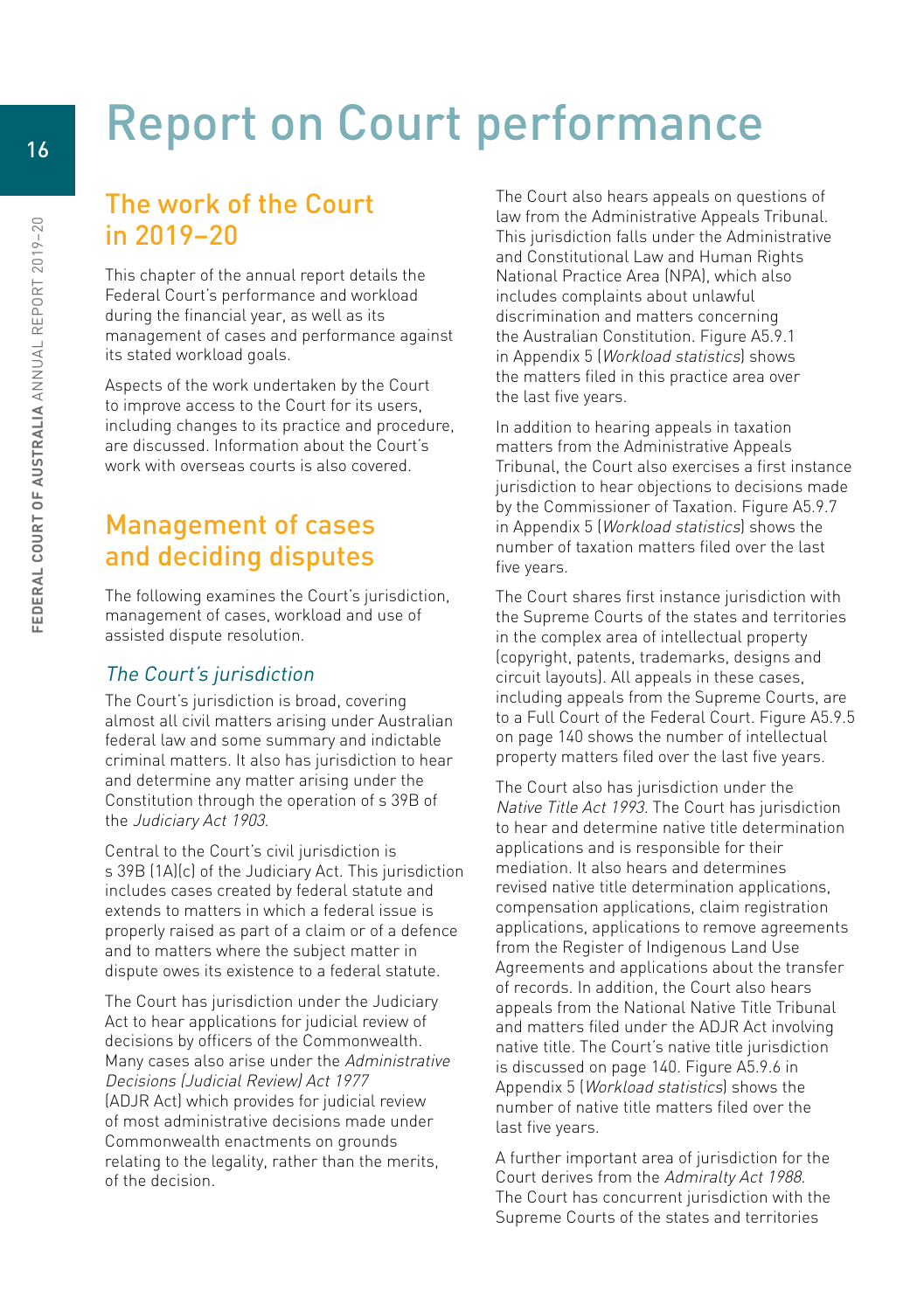# Report on Court performance

## The work of the Court in 2019–20

This chapter of the annual report details the Federal Court's performance and workload during the financial year, as well as its management of cases and performance against its stated workload goals.

Aspects of the work undertaken by the Court to improve access to the Court for its users, including changes to its practice and procedure, are discussed. Information about the Court's work with overseas courts is also covered.

## Management of cases and deciding disputes

The following examines the Court's jurisdiction, management of cases, workload and use of assisted dispute resolution.

### *The Court's jurisdiction*

The Court's jurisdiction is broad, covering almost all civil matters arising under Australian federal law and some summary and indictable criminal matters. It also has jurisdiction to hear and determine any matter arising under the Constitution through the operation of s 39B of the *Judiciary Act 1903*.

Central to the Court's civil jurisdiction is s 39B (1A)(c) of the Judiciary Act. This jurisdiction includes cases created by federal statute and extends to matters in which a federal issue is properly raised as part of a claim or of a defence and to matters where the subject matter in dispute owes its existence to a federal statute.

The Court has jurisdiction under the Judiciary Act to hear applications for judicial review of decisions by officers of the Commonwealth. Many cases also arise under the *Administrative Decisions (Judicial Review) Act 1977* (ADJR Act) which provides for judicial review of most administrative decisions made under Commonwealth enactments on grounds relating to the legality, rather than the merits, of the decision.

The Court also hears appeals on questions of law from the Administrative Appeals Tribunal. This jurisdiction falls under the Administrative and Constitutional Law and Human Rights National Practice Area (NPA), which also includes complaints about unlawful discrimination and matters concerning the Australian Constitution. Figure A5.9.1 in Appendix 5 (*Workload statistics*) shows the matters filed in this practice area over the last five years.

In addition to hearing appeals in taxation matters from the Administrative Appeals Tribunal, the Court also exercises a first instance jurisdiction to hear objections to decisions made by the Commissioner of Taxation. Figure A5.9.7 in Appendix 5 (*Workload statistics*) shows the number of taxation matters filed over the last five years.

The Court shares first instance jurisdiction with the Supreme Courts of the states and territories in the complex area of intellectual property (copyright, patents, trademarks, designs and circuit layouts). All appeals in these cases, including appeals from the Supreme Courts, are to a Full Court of the Federal Court. Figure A5.9.5 on page 140 shows the number of intellectual property matters filed over the last five years.

The Court also has jurisdiction under the *Native Title Act 1993*. The Court has jurisdiction to hear and determine native title determination applications and is responsible for their mediation. It also hears and determines revised native title determination applications, compensation applications, claim registration applications, applications to remove agreements from the Register of Indigenous Land Use Agreements and applications about the transfer of records. In addition, the Court also hears appeals from the National Native Title Tribunal and matters filed under the ADJR Act involving native title. The Court's native title jurisdiction is discussed on page 140. Figure A5.9.6 in Appendix 5 (*Workload statistics*) shows the number of native title matters filed over the last five years.

A further important area of jurisdiction for the Court derives from the *Admiralty Act 1988*. The Court has concurrent jurisdiction with the Supreme Courts of the states and territories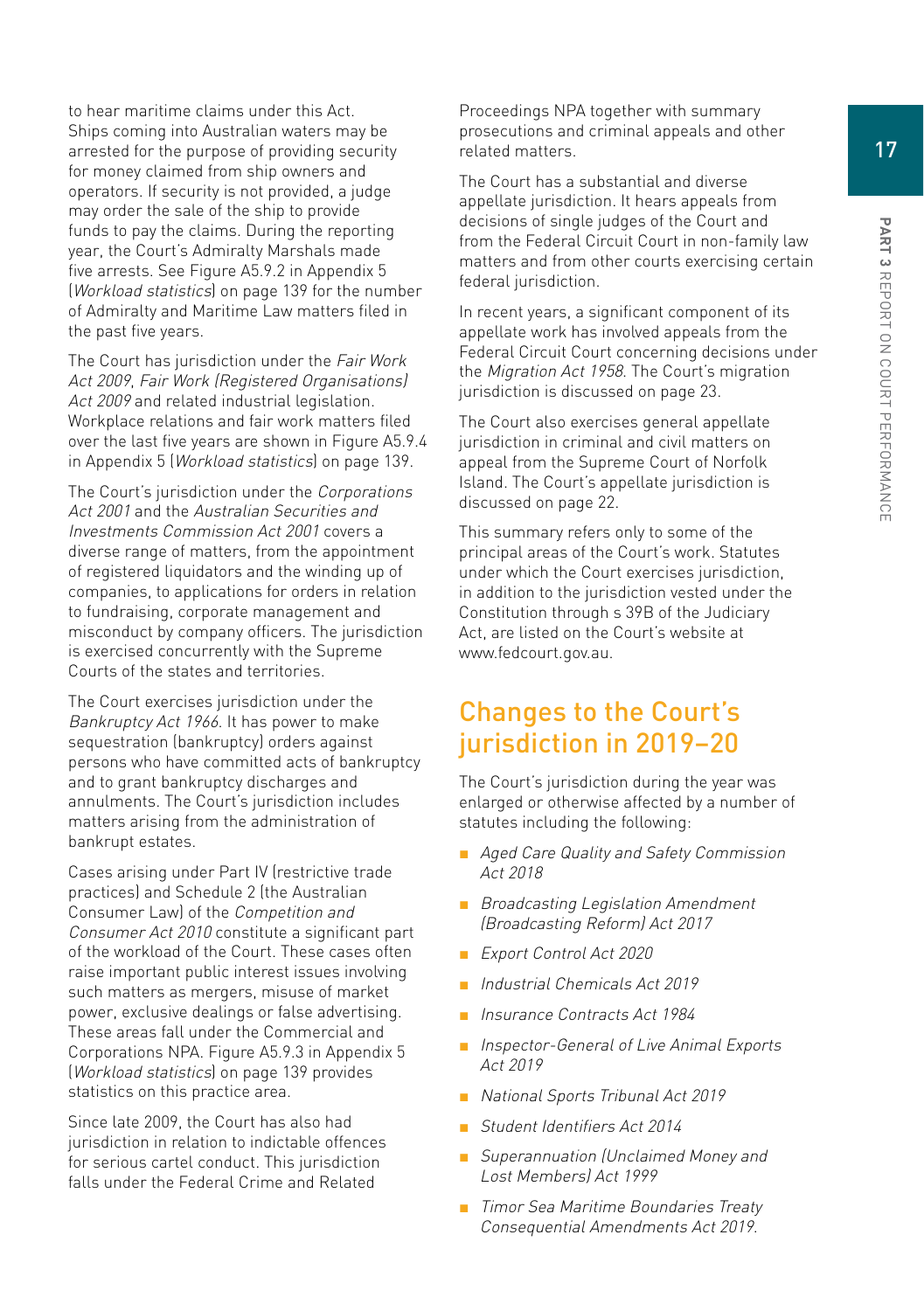to hear maritime claims under this Act. Ships coming into Australian waters may be arrested for the purpose of providing security for money claimed from ship owners and operators. If security is not provided, a judge may order the sale of the ship to provide funds to pay the claims. During the reporting year, the Court's Admiralty Marshals made five arrests. See Figure A5.9.2 in Appendix 5 (*Workload statistics*) on page 139 for the number of Admiralty and Maritime Law matters filed in the past five years.

The Court has jurisdiction under the *Fair Work Act 2009*, *Fair Work (Registered Organisations) Act 2009* and related industrial legislation. Workplace relations and fair work matters filed over the last five years are shown in Figure A5.9.4 in Appendix 5 (*Workload statistics*) on page 139.

The Court's jurisdiction under the *Corporations Act 2001* and the *Australian Securities and Investments Commission Act 2001* covers a diverse range of matters, from the appointment of registered liquidators and the winding up of companies, to applications for orders in relation to fundraising, corporate management and misconduct by company officers. The jurisdiction is exercised concurrently with the Supreme Courts of the states and territories.

The Court exercises jurisdiction under the *Bankruptcy Act 1966*. It has power to make sequestration (bankruptcy) orders against persons who have committed acts of bankruptcy and to grant bankruptcy discharges and annulments. The Court's jurisdiction includes matters arising from the administration of bankrupt estates.

Cases arising under Part IV (restrictive trade practices) and Schedule 2 (the Australian Consumer Law) of the *Competition and Consumer Act 2010* constitute a significant part of the workload of the Court. These cases often raise important public interest issues involving such matters as mergers, misuse of market power, exclusive dealings or false advertising. These areas fall under the Commercial and Corporations NPA. Figure A5.9.3 in Appendix 5 (*Workload statistics*) on page 139 provides statistics on this practice area.

Since late 2009, the Court has also had jurisdiction in relation to indictable offences for serious cartel conduct. This jurisdiction falls under the Federal Crime and Related Proceedings NPA together with summary prosecutions and criminal appeals and other related matters.

The Court has a substantial and diverse appellate jurisdiction. It hears appeals from decisions of single judges of the Court and from the Federal Circuit Court in non-family law matters and from other courts exercising certain federal jurisdiction.

In recent years, a significant component of its appellate work has involved appeals from the Federal Circuit Court concerning decisions under the *Migration Act 1958*. The Court's migration jurisdiction is discussed on page 23.

The Court also exercises general appellate jurisdiction in criminal and civil matters on appeal from the Supreme Court of Norfolk Island. The Court's appellate jurisdiction is discussed on page 22.

This summary refers only to some of the principal areas of the Court's work. Statutes under which the Court exercises jurisdiction, in addition to the jurisdiction vested under the Constitution through s 39B of the Judiciary Act, are listed on the Court's website at www.fedcourt.gov.au.

## Changes to the Court's jurisdiction in 2019–20

The Court's jurisdiction during the year was enlarged or otherwise affected by a number of statutes including the following:

- *Aged Care Quality and Safety Commission Act 2018*
- *Broadcasting Legislation Amendment (Broadcasting Reform) Act 2017*
- *Export Control Act 2020*
- *Industrial Chemicals Act 2019*
- *Insurance Contracts Act 1984*
- *Inspector-General of Live Animal Exports Act 2019*
- *National Sports Tribunal Act 2019*
- *Student Identifiers Act 2014*
- *Superannuation (Unclaimed Money and Lost Members) Act 1999*
- *Timor Sea Maritime Boundaries Treaty Consequential Amendments Act 2019.*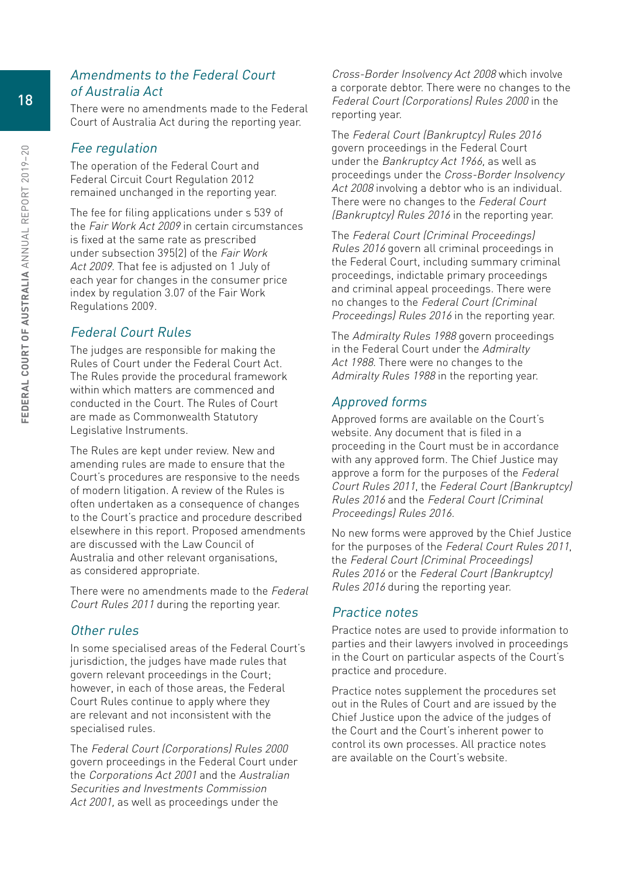## *Amendments to the Federal Court of Australia Act*

There were no amendments made to the Federal Court of Australia Act during the reporting year.

## *Fee regulation*

The operation of the Federal Court and Federal Circuit Court Regulation 2012 remained unchanged in the reporting year.

The fee for filing applications under s 539 of the *Fair Work Act 2009* in certain circumstances is fixed at the same rate as prescribed under subsection 395(2) of the *Fair Work Act 2009*. That fee is adjusted on 1 July of each year for changes in the consumer price index by regulation 3.07 of the Fair Work Regulations 2009.

## *Federal Court Rules*

The judges are responsible for making the Rules of Court under the Federal Court Act. The Rules provide the procedural framework within which matters are commenced and conducted in the Court. The Rules of Court are made as Commonwealth Statutory Legislative Instruments.

The Rules are kept under review. New and amending rules are made to ensure that the Court's procedures are responsive to the needs of modern litigation. A review of the Rules is often undertaken as a consequence of changes to the Court's practice and procedure described elsewhere in this report. Proposed amendments are discussed with the Law Council of Australia and other relevant organisations, as considered appropriate.

There were no amendments made to the *Federal Court Rules 2011* during the reporting year.

## *Other rules*

In some specialised areas of the Federal Court's jurisdiction, the judges have made rules that govern relevant proceedings in the Court; however, in each of those areas, the Federal Court Rules continue to apply where they are relevant and not inconsistent with the specialised rules.

The *Federal Court (Corporations) Rules 2000* govern proceedings in the Federal Court under the *Corporations Act 2001* and the *Australian Securities and Investments Commission Act 2001*, as well as proceedings under the *Cross-Border Insolvency Act 2008* which involve a corporate debtor. There were no changes to the *Federal Court (Corporations) Rules 2000* in the reporting year.

The *Federal Court (Bankruptcy) Rules 2016* govern proceedings in the Federal Court under the *Bankruptcy Act 1966*, as well as proceedings under the *Cross-Border Insolvency Act 2008* involving a debtor who is an individual. There were no changes to the *Federal Court (Bankruptcy) Rules 2016* in the reporting year.

The *Federal Court (Criminal Proceedings) Rules 2016* govern all criminal proceedings in the Federal Court, including summary criminal proceedings, indictable primary proceedings and criminal appeal proceedings. There were no changes to the *Federal Court (Criminal Proceedings) Rules 2016* in the reporting year.

The *Admiralty Rules 1988* govern proceedings in the Federal Court under the *Admiralty Act 1988*. There were no changes to the *Admiralty Rules 1988* in the reporting year.

## *Approved forms*

Approved forms are available on the Court's website. Any document that is filed in a proceeding in the Court must be in accordance with any approved form. The Chief Justice may approve a form for the purposes of the *Federal Court Rules 2011*, the *Federal Court (Bankruptcy) Rules 2016* and the *Federal Court (Criminal Proceedings) Rules 2016*.

No new forms were approved by the Chief Justice for the purposes of the *Federal Court Rules 2011*, the *Federal Court (Criminal Proceedings) Rules 2016* or the *Federal Court (Bankruptcy) Rules 2016* during the reporting year.

## *Practice notes*

Practice notes are used to provide information to parties and their lawyers involved in proceedings in the Court on particular aspects of the Court's practice and procedure.

Practice notes supplement the procedures set out in the Rules of Court and are issued by the Chief Justice upon the advice of the judges of the Court and the Court's inherent power to control its own processes. All practice notes are available on the Court's website.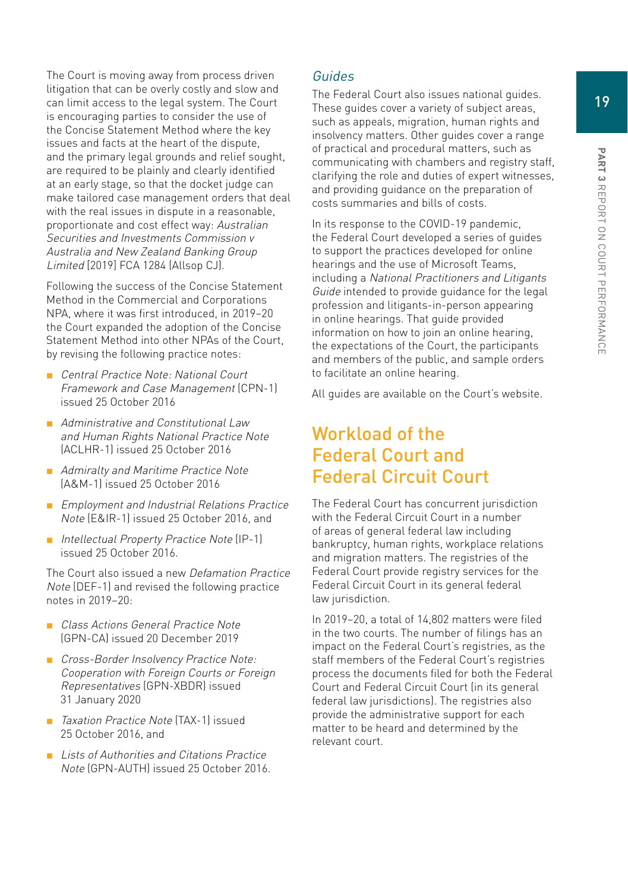The Court is moving away from process driven litigation that can be overly costly and slow and can limit access to the legal system. The Court is encouraging parties to consider the use of the Concise Statement Method where the key issues and facts at the heart of the dispute, and the primary legal grounds and relief sought, are required to be plainly and clearly identified at an early stage, so that the docket judge can make tailored case management orders that deal with the real issues in dispute in a reasonable, proportionate and cost effect way: *Australian Securities and Investments Commission v Australia and New Zealand Banking Group Limited* [2019] FCA 1284 (Allsop CJ).

Following the success of the Concise Statement Method in the Commercial and Corporations NPA, where it was first introduced, in 2019–20 the Court expanded the adoption of the Concise Statement Method into other NPAs of the Court, by revising the following practice notes:

- *Central Practice Note: National Court Framework and Case Management* (CPN-1) issued 25 October 2016
- *Administrative and Constitutional Law and Human Rights National Practice Note* (ACLHR-1) issued 25 October 2016
- *Admiralty and Maritime Practice Note* (A&M-1) issued 25 October 2016
- *Employment and Industrial Relations Practice Note* (E&IR-1) issued 25 October 2016, and
- *Intellectual Property Practice Note* (IP-1) issued 25 October 2016.

The Court also issued a new *Defamation Practice Note* (DEF-1) and revised the following practice notes in 2019–20:

- *Class Actions General Practice Note* (GPN-CA) issued 20 December 2019
- *Cross-Border Insolvency Practice Note: Cooperation with Foreign Courts or Foreign Representatives* (GPN-XBDR) issued 31 January 2020
- *Taxation Practice Note* (TAX-1) issued 25 October 2016, and
- *Lists of Authorities and Citations Practice Note* (GPN-AUTH) issued 25 October 2016.

### *Guides*

The Federal Court also issues national guides. These guides cover a variety of subject areas, such as appeals, migration, human rights and insolvency matters. Other guides cover a range of practical and procedural matters, such as communicating with chambers and registry staff, clarifying the role and duties of expert witnesses, and providing guidance on the preparation of costs summaries and bills of costs.

In its response to the COVID-19 pandemic, the Federal Court developed a series of guides to support the practices developed for online hearings and the use of Microsoft Teams, including a *National Practitioners and Litigants Guide* intended to provide guidance for the legal profession and litigants-in-person appearing in online hearings. That guide provided information on how to join an online hearing, the expectations of the Court, the participants and members of the public, and sample orders to facilitate an online hearing.

All guides are available on the Court's website.

## Workload of the Federal Court and Federal Circuit Court

The Federal Court has concurrent jurisdiction with the Federal Circuit Court in a number of areas of general federal law including bankruptcy, human rights, workplace relations and migration matters. The registries of the Federal Court provide registry services for the Federal Circuit Court in its general federal law jurisdiction.

In 2019–20, a total of 14,802 matters were filed in the two courts. The number of filings has an impact on the Federal Court's registries, as the staff members of the Federal Court's registries process the documents filed for both the Federal Court and Federal Circuit Court (in its general federal law jurisdictions). The registries also provide the administrative support for each matter to be heard and determined by the relevant court.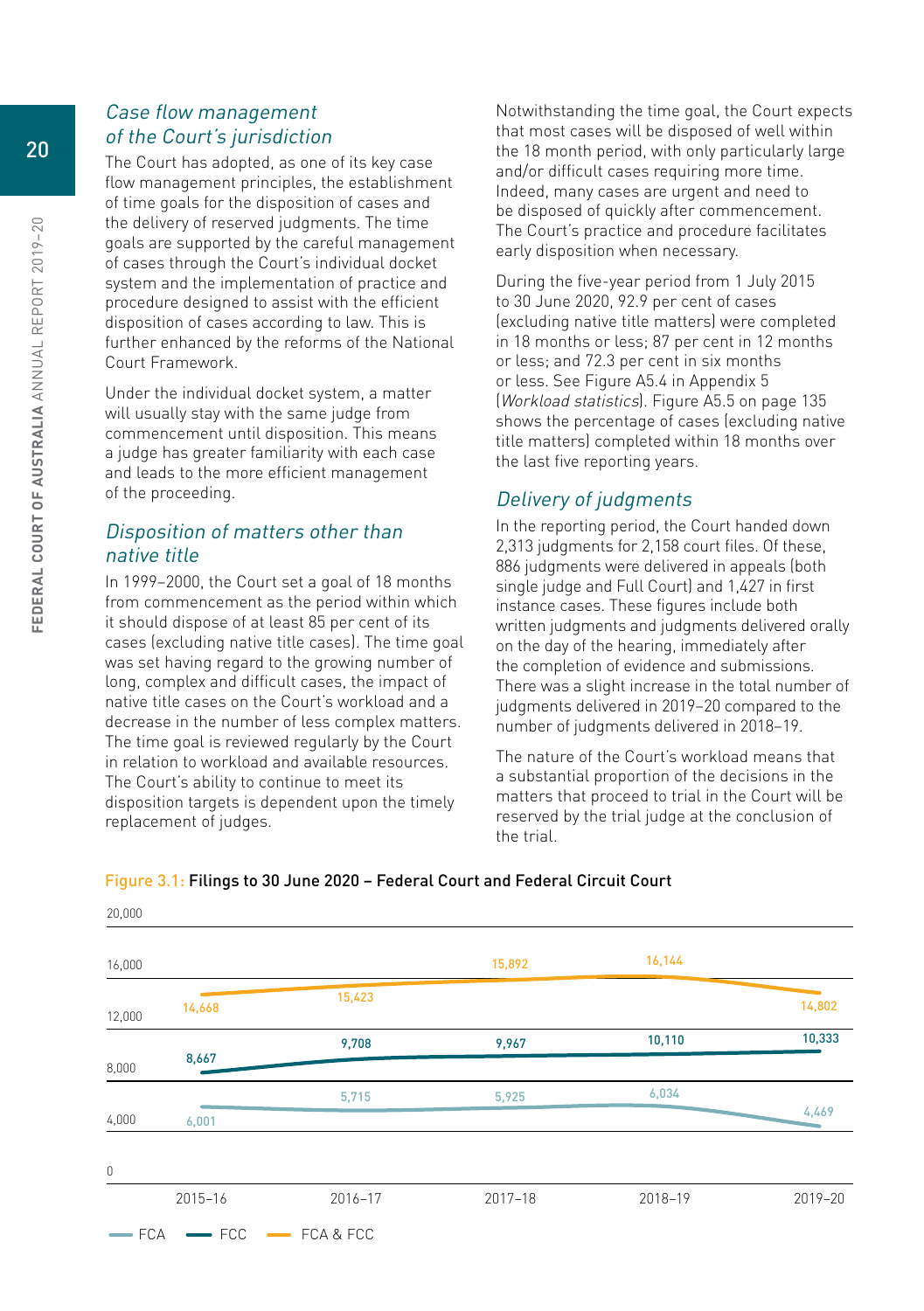### *Case flow management of the Court's jurisdiction*

The Court has adopted, as one of its key case flow management principles, the establishment of time goals for the disposition of cases and the delivery of reserved judgments. The time goals are supported by the careful management of cases through the Court's individual docket system and the implementation of practice and procedure designed to assist with the efficient disposition of cases according to law. This is further enhanced by the reforms of the National Court Framework.

Under the individual docket system, a matter will usually stay with the same judge from commencement until disposition. This means a judge has greater familiarity with each case and leads to the more efficient management of the proceeding.

### *Disposition of matters other than native title*

In 1999–2000, the Court set a goal of 18 months from commencement as the period within which it should dispose of at least 85 per cent of its cases (excluding native title cases). The time goal was set having regard to the growing number of long, complex and difficult cases, the impact of native title cases on the Court's workload and a decrease in the number of less complex matters. The time goal is reviewed regularly by the Court in relation to workload and available resources. The Court's ability to continue to meet its disposition targets is dependent upon the timely replacement of judges.

Notwithstanding the time goal, the Court expects that most cases will be disposed of well within the 18 month period, with only particularly large and/or difficult cases requiring more time. Indeed, many cases are urgent and need to be disposed of quickly after commencement. The Court's practice and procedure facilitates early disposition when necessary.

During the five-year period from 1 July 2015 to 30 June 2020, 92.9 per cent of cases (excluding native title matters) were completed in 18 months or less; 87 per cent in 12 months or less; and 72.3 per cent in six months or less. See Figure A5.4 in Appendix 5 (*Workload statistics*). Figure A5.5 on page 135 shows the percentage of cases (excluding native title matters) completed within 18 months over the last five reporting years.

### *Delivery of judgments*

In the reporting period, the Court handed down 2,313 judgments for 2,158 court files. Of these, 886 judgments were delivered in appeals (both single judge and Full Court) and 1,427 in first instance cases. These figures include both written judgments and judgments delivered orally on the day of the hearing, immediately after the completion of evidence and submissions. There was a slight increase in the total number of judgments delivered in 2019–20 compared to the number of judgments delivered in 2018–19.

The nature of the Court's workload means that a substantial proportion of the decisions in the matters that proceed to trial in the Court will be reserved by the trial judge at the conclusion of the trial.

Figure 3.1: **Filings to 30 June 2020 – Federal Court and Federal Circuit Court**

| | 2015–16 | 2016–17 | 2017–18 | 2018–19 | 2019–20 |
|---|---|---|---|---|---|
| FCA | 6,001 | 5,715 | 5,925 | 6,034 | 4,469 |
| FCC | 8,667 | 9,708 | 9,967 | 10,110 | 10,333 |
| FCA & FCC | 14,668 | 15,423 | 15,892 | 16,144 | 14,802 |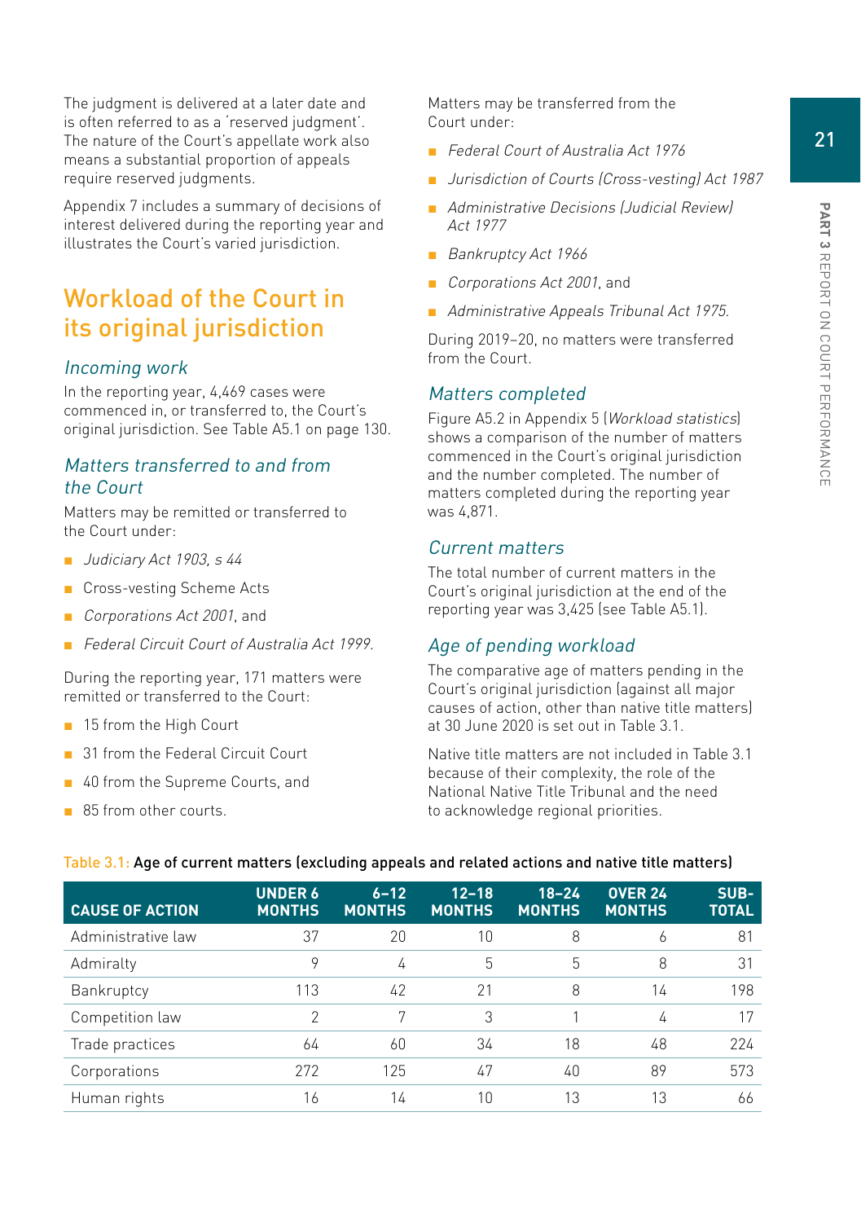The judgment is delivered at a later date and is often referred to as a 'reserved judgment'. The nature of the Court's appellate work also means a substantial proportion of appeals require reserved judgments.

Appendix 7 includes a summary of decisions of interest delivered during the reporting year and illustrates the Court's varied jurisdiction.

## Workload of the Court in its original jurisdiction

### *Incoming work*

In the reporting year, 4,469 cases were commenced in, or transferred to, the Court's original jurisdiction. See Table A5.1 on page 130.

### *Matters transferred to and from the Court*

Matters may be remitted or transferred to the Court under:

- *Judiciary Act 1903, s 44*
- Cross-vesting Scheme Acts
- *Corporations Act 2001*, and
- *Federal Circuit Court of Australia Act 1999.*

During the reporting year, 171 matters were remitted or transferred to the Court:

- 15 from the High Court
- 31 from the Federal Circuit Court
- 40 from the Supreme Courts, and
- 85 from other courts.

Matters may be transferred from the Court under:

- *Federal Court of Australia Act 1976*
- *Jurisdiction of Courts (Cross-vesting) Act 1987*
- *Administrative Decisions (Judicial Review) Act 1977*
- *Bankruptcy Act 1966*
- *Corporations Act 2001*, and
- *Administrative Appeals Tribunal Act 1975.*

During 2019–20, no matters were transferred from the Court.

### *Matters completed*

Figure A5.2 in Appendix 5 (*Workload statistics*) shows a comparison of the number of matters commenced in the Court's original jurisdiction and the number completed. The number of matters completed during the reporting year was 4,871.

### *Current matters*

The total number of current matters in the Court's original jurisdiction at the end of the reporting year was 3,425 (see Table A5.1).

### *Age of pending workload*

The comparative age of matters pending in the Court's original jurisdiction (against all major causes of action, other than native title matters) at 30 June 2020 is set out in Table 3.1.

Native title matters are not included in Table 3.1 because of their complexity, the role of the National Native Title Tribunal and the need to acknowledge regional priorities.

Table 3.1: **Age of current matters (excluding appeals and related actions and native title matters)**

| CAUSE OF ACTION | UNDER 6 MONTHS | 6–12 MONTHS | 12–18 MONTHS | 18–24 MONTHS | OVER 24 MONTHS | SUB-TOTAL |
|---|---|---|---|---|---|---|
| Administrative law | 37 | 20 | 10 | 8 | 6 | 81 |
| Admiralty | 9 | 4 | 5 | 5 | 8 | 31 |
| Bankruptcy | 113 | 42 | 21 | 8 | 14 | 198 |
| Competition law | 2 | 7 | 3 | 1 | 4 | 17 |
| Trade practices | 64 | 60 | 34 | 18 | 48 | 224 |
| Corporations | 272 | 125 | 47 | 40 | 89 | 573 |
| Human rights | 16 | 14 | 10 | 13 | 13 | 66 |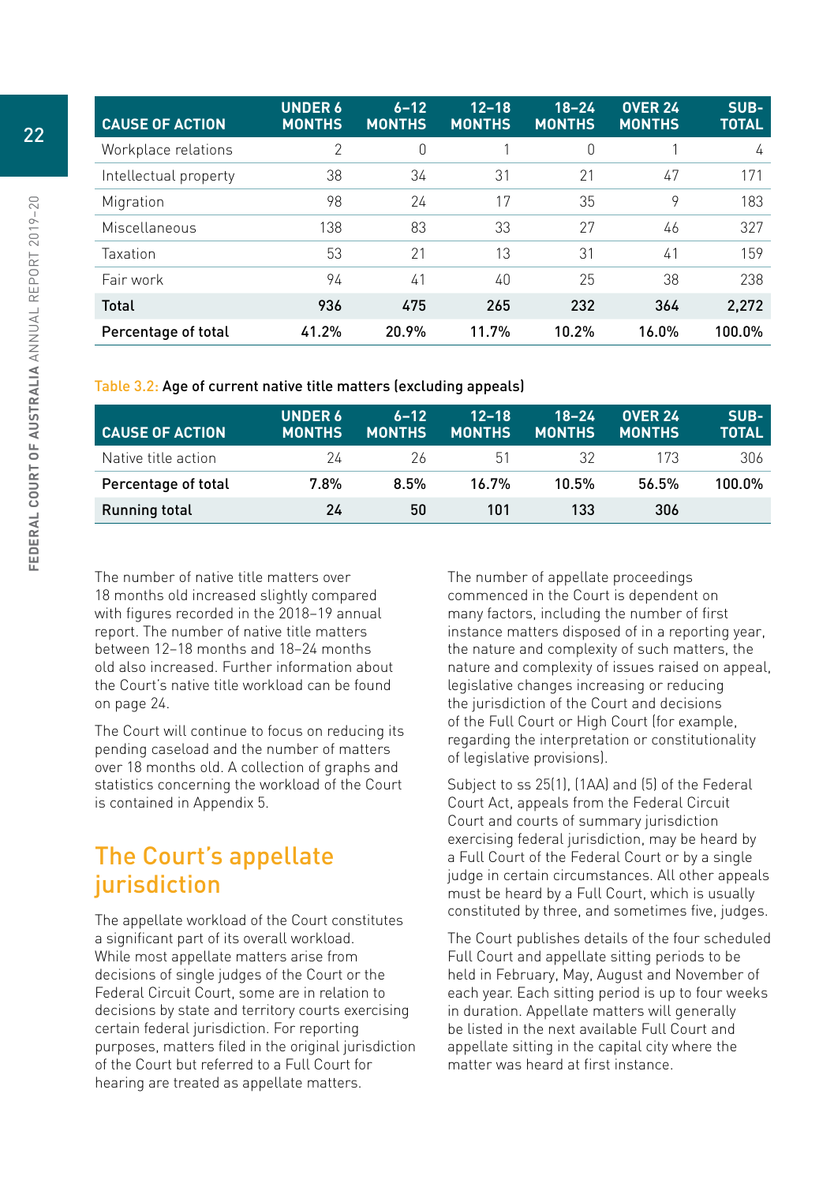| CAUSE OF ACTION | UNDER 6 MONTHS | 6–12 MONTHS | 12–18 MONTHS | 18–24 MONTHS | OVER 24 MONTHS | SUB-TOTAL |
|---|---|---|---|---|---|---|
| Workplace relations | 2 | 0 | 1 | 0 | 1 | 4 |
| Intellectual property | 38 | 34 | 31 | 21 | 47 | 171 |
| Migration | 98 | 24 | 17 | 35 | 9 | 183 |
| Miscellaneous | 138 | 83 | 33 | 27 | 46 | 327 |
| Taxation | 53 | 21 | 13 | 31 | 41 | 159 |
| Fair work | 94 | 41 | 40 | 25 | 38 | 238 |
| **Total** | **936** | **475** | **265** | **232** | **364** | **2,272** |
| **Percentage of total** | **41.2%** | **20.9%** | **11.7%** | **10.2%** | **16.0%** | **100.0%** |

Table 3.2: Age of current native title matters (excluding appeals)

| CAUSE OF ACTION | UNDER 6 MONTHS | 6–12 MONTHS | 12–18 MONTHS | 18–24 MONTHS | OVER 24 MONTHS | SUB-TOTAL |
|---|---|---|---|---|---|---|
| Native title action | 24 | 26 | 51 | 32 | 173 | 306 |
| **Percentage of total** | **7.8%** | **8.5%** | **16.7%** | **10.5%** | **56.5%** | **100.0%** |
| **Running total** | **24** | **50** | **101** | **133** | **306** | |

The number of native title matters over 18 months old increased slightly compared with figures recorded in the 2018–19 annual report. The number of native title matters between 12–18 months and 18–24 months old also increased. Further information about the Court's native title workload can be found on page 24.

The Court will continue to focus on reducing its pending caseload and the number of matters over 18 months old. A collection of graphs and statistics concerning the workload of the Court is contained in Appendix 5.

## The Court's appellate jurisdiction

The appellate workload of the Court constitutes a significant part of its overall workload. While most appellate matters arise from decisions of single judges of the Court or the Federal Circuit Court, some are in relation to decisions by state and territory courts exercising certain federal jurisdiction. For reporting purposes, matters filed in the original jurisdiction of the Court but referred to a Full Court for hearing are treated as appellate matters.

The number of appellate proceedings commenced in the Court is dependent on many factors, including the number of first instance matters disposed of in a reporting year, the nature and complexity of such matters, the nature and complexity of issues raised on appeal, legislative changes increasing or reducing the jurisdiction of the Court and decisions of the Full Court or High Court (for example, regarding the interpretation or constitutionality of legislative provisions).

Subject to ss 25(1), (1AA) and (5) of the Federal Court Act, appeals from the Federal Circuit Court and courts of summary jurisdiction exercising federal jurisdiction, may be heard by a Full Court of the Federal Court or by a single judge in certain circumstances. All other appeals must be heard by a Full Court, which is usually constituted by three, and sometimes five, judges.

The Court publishes details of the four scheduled Full Court and appellate sitting periods to be held in February, May, August and November of each year. Each sitting period is up to four weeks in duration. Appellate matters will generally be listed in the next available Full Court and appellate sitting in the capital city where the matter was heard at first instance.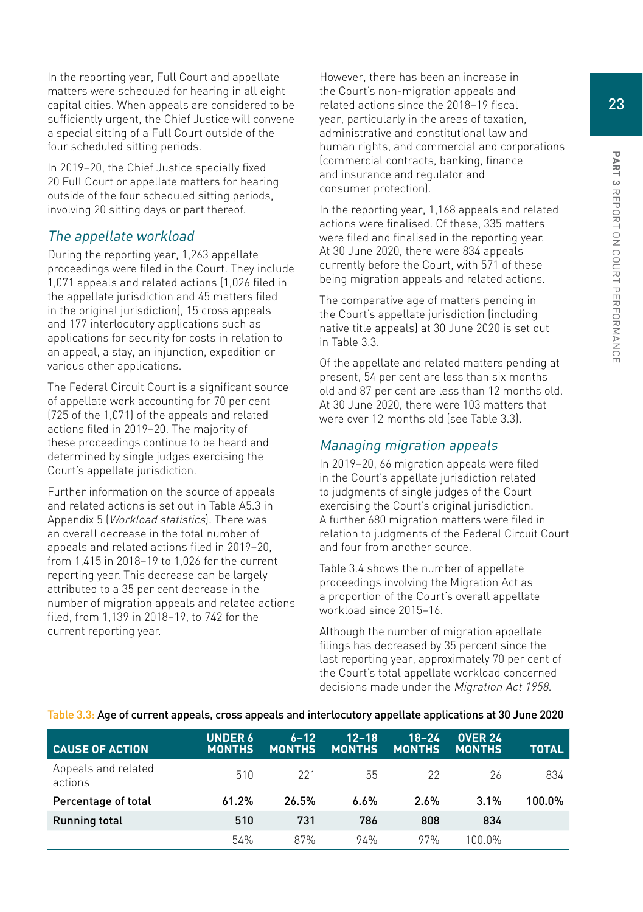In the reporting year, Full Court and appellate matters were scheduled for hearing in all eight capital cities. When appeals are considered to be sufficiently urgent, the Chief Justice will convene a special sitting of a Full Court outside of the four scheduled sitting periods.

In 2019–20, the Chief Justice specially fixed 20 Full Court or appellate matters for hearing outside of the four scheduled sitting periods, involving 20 sitting days or part thereof.

## *The appellate workload*

During the reporting year, 1,263 appellate proceedings were filed in the Court. They include 1,071 appeals and related actions (1,026 filed in the appellate jurisdiction and 45 matters filed in the original jurisdiction), 15 cross appeals and 177 interlocutory applications such as applications for security for costs in relation to an appeal, a stay, an injunction, expedition or various other applications.

The Federal Circuit Court is a significant source of appellate work accounting for 70 per cent (725 of the 1,071) of the appeals and related actions filed in 2019–20. The majority of these proceedings continue to be heard and determined by single judges exercising the Court's appellate jurisdiction.

Further information on the source of appeals and related actions is set out in Table A5.3 in Appendix 5 (*Workload statistics*). There was an overall decrease in the total number of appeals and related actions filed in 2019–20, from 1,415 in 2018–19 to 1,026 for the current reporting year. This decrease can be largely attributed to a 35 per cent decrease in the number of migration appeals and related actions filed, from 1,139 in 2018–19, to 742 for the current reporting year.

However, there has been an increase in the Court's non-migration appeals and related actions since the 2018–19 fiscal year, particularly in the areas of taxation, administrative and constitutional law and human rights, and commercial and corporations (commercial contracts, banking, finance and insurance and regulator and consumer protection).

In the reporting year, 1,168 appeals and related actions were finalised. Of these, 335 matters were filed and finalised in the reporting year. At 30 June 2020, there were 834 appeals currently before the Court, with 571 of these being migration appeals and related actions.

The comparative age of matters pending in the Court's appellate jurisdiction (including native title appeals) at 30 June 2020 is set out in Table 3.3.

Of the appellate and related matters pending at present, 54 per cent are less than six months old and 87 per cent are less than 12 months old. At 30 June 2020, there were 103 matters that were over 12 months old (see Table 3.3).

## *Managing migration appeals*

In 2019–20, 66 migration appeals were filed in the Court's appellate jurisdiction related to judgments of single judges of the Court exercising the Court's original jurisdiction. A further 680 migration matters were filed in relation to judgments of the Federal Circuit Court and four from another source.

Table 3.4 shows the number of appellate proceedings involving the Migration Act as a proportion of the Court's overall appellate workload since 2015–16.

Although the number of migration appellate filings has decreased by 35 percent since the last reporting year, approximately 70 per cent of the Court's total appellate workload concerned decisions made under the *Migration Act 1958*.

**Table 3.3: Age of current appeals, cross appeals and interlocutory appellate applications at 30 June 2020**

| CAUSE OF ACTION | UNDER 6 MONTHS | 6–12 MONTHS | 12–18 MONTHS | 18–24 MONTHS | OVER 24 MONTHS | TOTAL |
|---|---|---|---|---|---|---|
| Appeals and related actions | 510 | 221 | 55 | 22 | 26 | 834 |
| **Percentage of total** | **61.2%** | **26.5%** | **6.6%** | **2.6%** | **3.1%** | **100.0%** |
| **Running total** | **510** | **731** | **786** | **808** | **834** | |
| | 54% | 87% | 94% | 97% | 100.0% | |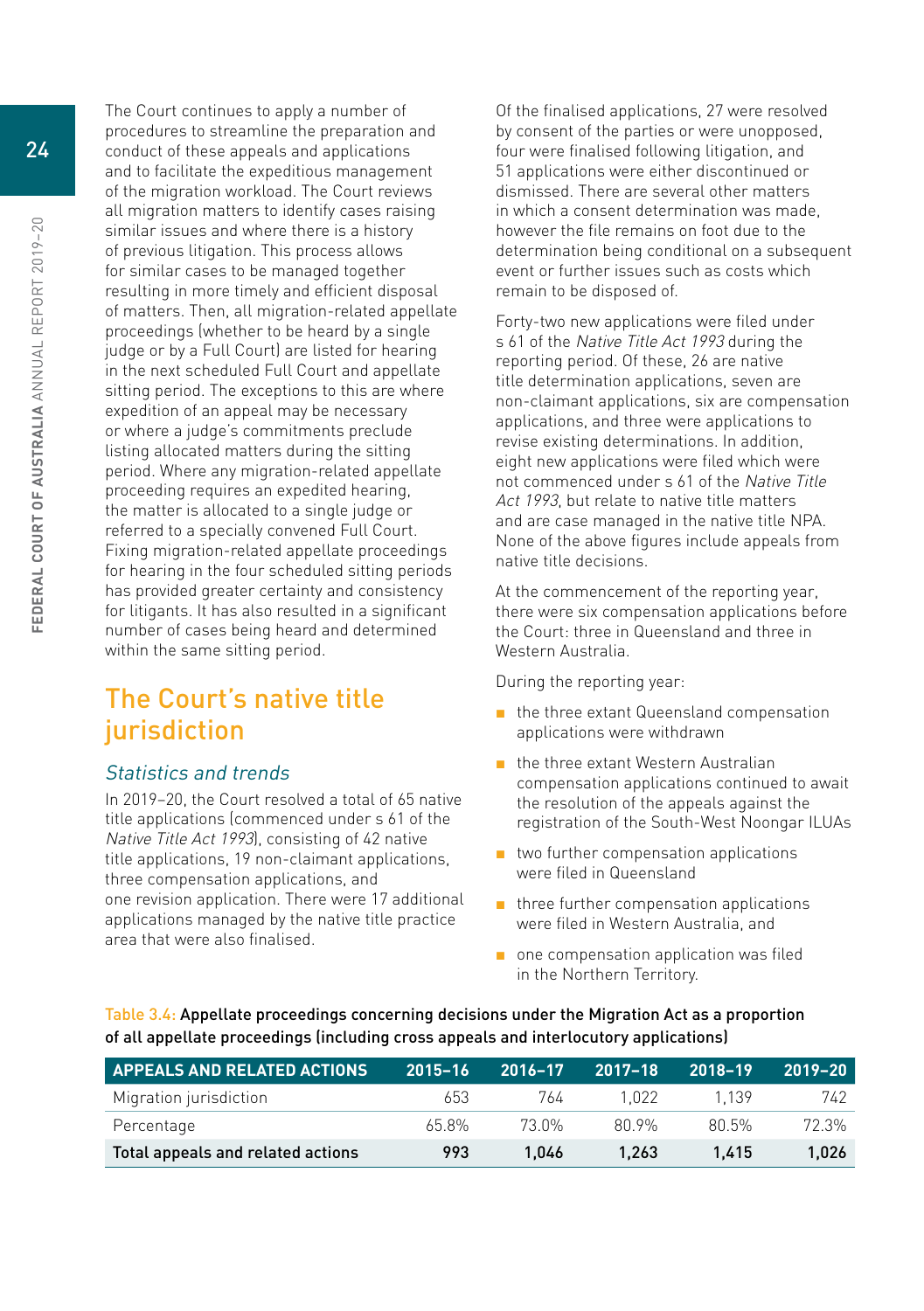The Court continues to apply a number of procedures to streamline the preparation and conduct of these appeals and applications and to facilitate the expeditious management of the migration workload. The Court reviews all migration matters to identify cases raising similar issues and where there is a history of previous litigation. This process allows for similar cases to be managed together resulting in more timely and efficient disposal of matters. Then, all migration-related appellate proceedings (whether to be heard by a single judge or by a Full Court) are listed for hearing in the next scheduled Full Court and appellate sitting period. The exceptions to this are where expedition of an appeal may be necessary or where a judge's commitments preclude listing allocated matters during the sitting period. Where any migration-related appellate proceeding requires an expedited hearing, the matter is allocated to a single judge or referred to a specially convened Full Court. Fixing migration-related appellate proceedings for hearing in the four scheduled sitting periods has provided greater certainty and consistency for litigants. It has also resulted in a significant number of cases being heard and determined within the same sitting period.

## The Court's native title jurisdiction

### *Statistics and trends*

In 2019–20, the Court resolved a total of 65 native title applications (commenced under s 61 of the *Native Title Act 1993*), consisting of 42 native title applications, 19 non-claimant applications, three compensation applications, and one revision application. There were 17 additional applications managed by the native title practice area that were also finalised.

Of the finalised applications, 27 were resolved by consent of the parties or were unopposed, four were finalised following litigation, and 51 applications were either discontinued or dismissed. There are several other matters in which a consent determination was made, however the file remains on foot due to the determination being conditional on a subsequent event or further issues such as costs which remain to be disposed of.

Forty-two new applications were filed under s 61 of the *Native Title Act 1993* during the reporting period. Of these, 26 are native title determination applications, seven are non-claimant applications, six are compensation applications, and three were applications to revise existing determinations. In addition, eight new applications were filed which were not commenced under s 61 of the *Native Title Act 1993*, but relate to native title matters and are case managed in the native title NPA. None of the above figures include appeals from native title decisions.

At the commencement of the reporting year, there were six compensation applications before the Court: three in Queensland and three in Western Australia.

During the reporting year:

- the three extant Queensland compensation applications were withdrawn
- the three extant Western Australian compensation applications continued to await the resolution of the appeals against the registration of the South-West Noongar ILUAs
- two further compensation applications were filed in Queensland
- three further compensation applications were filed in Western Australia, and
- one compensation application was filed in the Northern Territory.

Table 3.4: **Appellate proceedings concerning decisions under the Migration Act as a proportion of all appellate proceedings (including cross appeals and interlocutory applications)**

| APPEALS AND RELATED ACTIONS | 2015–16 | 2016–17 | 2017–18 | 2018–19 | 2019–20 |
|---|---|---|---|---|---|
| Migration jurisdiction | 653 | 764 | 1,022 | 1,139 | 742 |
| Percentage | 65.8% | 73.0% | 80.9% | 80.5% | 72.3% |
| **Total appeals and related actions** | **993** | **1,046** | **1,263** | **1,415** | **1,026** |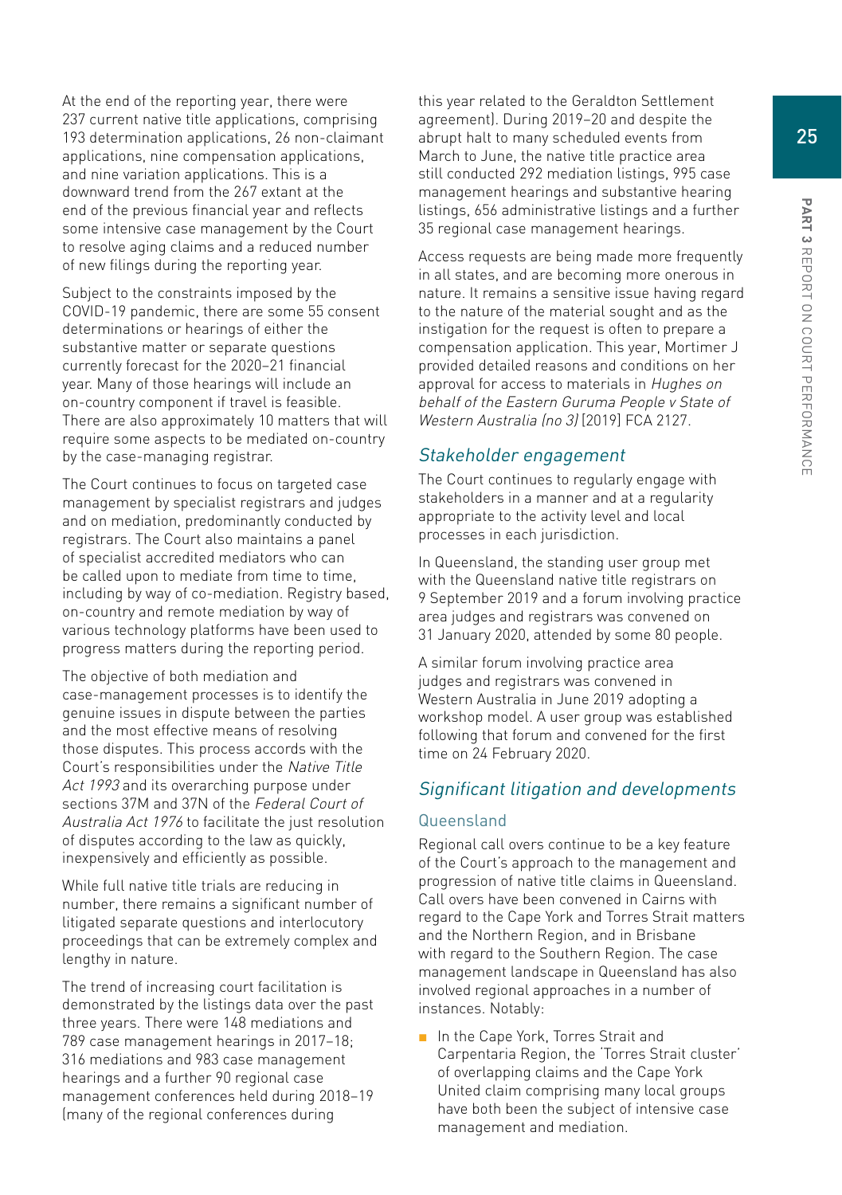At the end of the reporting year, there were 237 current native title applications, comprising 193 determination applications, 26 non-claimant applications, nine compensation applications, and nine variation applications. This is a downward trend from the 267 extant at the end of the previous financial year and reflects some intensive case management by the Court to resolve aging claims and a reduced number of new filings during the reporting year.

Subject to the constraints imposed by the COVID-19 pandemic, there are some 55 consent determinations or hearings of either the substantive matter or separate questions currently forecast for the 2020–21 financial year. Many of those hearings will include an on-country component if travel is feasible. There are also approximately 10 matters that will require some aspects to be mediated on-country by the case-managing registrar.

The Court continues to focus on targeted case management by specialist registrars and judges and on mediation, predominantly conducted by registrars. The Court also maintains a panel of specialist accredited mediators who can be called upon to mediate from time to time, including by way of co-mediation. Registry based, on-country and remote mediation by way of various technology platforms have been used to progress matters during the reporting period.

The objective of both mediation and case-management processes is to identify the genuine issues in dispute between the parties and the most effective means of resolving those disputes. This process accords with the Court's responsibilities under the *Native Title Act 1993* and its overarching purpose under sections 37M and 37N of the *Federal Court of Australia Act 1976* to facilitate the just resolution of disputes according to the law as quickly, inexpensively and efficiently as possible.

While full native title trials are reducing in number, there remains a significant number of litigated separate questions and interlocutory proceedings that can be extremely complex and lengthy in nature.

The trend of increasing court facilitation is demonstrated by the listings data over the past three years. There were 148 mediations and 789 case management hearings in 2017–18; 316 mediations and 983 case management hearings and a further 90 regional case management conferences held during 2018–19 (many of the regional conferences during this year related to the Geraldton Settlement agreement). During 2019–20 and despite the abrupt halt to many scheduled events from March to June, the native title practice area still conducted 292 mediation listings, 995 case management hearings and substantive hearing listings, 656 administrative listings and a further 35 regional case management hearings.

Access requests are being made more frequently in all states, and are becoming more onerous in nature. It remains a sensitive issue having regard to the nature of the material sought and as the instigation for the request is often to prepare a compensation application. This year, Mortimer J provided detailed reasons and conditions on her approval for access to materials in *Hughes on behalf of the Eastern Guruma People v State of Western Australia (no 3)* [2019] FCA 2127.

## *Stakeholder engagement*

The Court continues to regularly engage with stakeholders in a manner and at a regularity appropriate to the activity level and local processes in each jurisdiction.

In Queensland, the standing user group met with the Queensland native title registrars on 9 September 2019 and a forum involving practice area judges and registrars was convened on 31 January 2020, attended by some 80 people.

A similar forum involving practice area judges and registrars was convened in Western Australia in June 2019 adopting a workshop model. A user group was established following that forum and convened for the first time on 24 February 2020.

## *Significant litigation and developments*

### Queensland

Regional call overs continue to be a key feature of the Court's approach to the management and progression of native title claims in Queensland. Call overs have been convened in Cairns with regard to the Cape York and Torres Strait matters and the Northern Region, and in Brisbane with regard to the Southern Region. The case management landscape in Queensland has also involved regional approaches in a number of instances. Notably:

- In the Cape York, Torres Strait and Carpentaria Region, the 'Torres Strait cluster' of overlapping claims and the Cape York United claim comprising many local groups have both been the subject of intensive case management and mediation.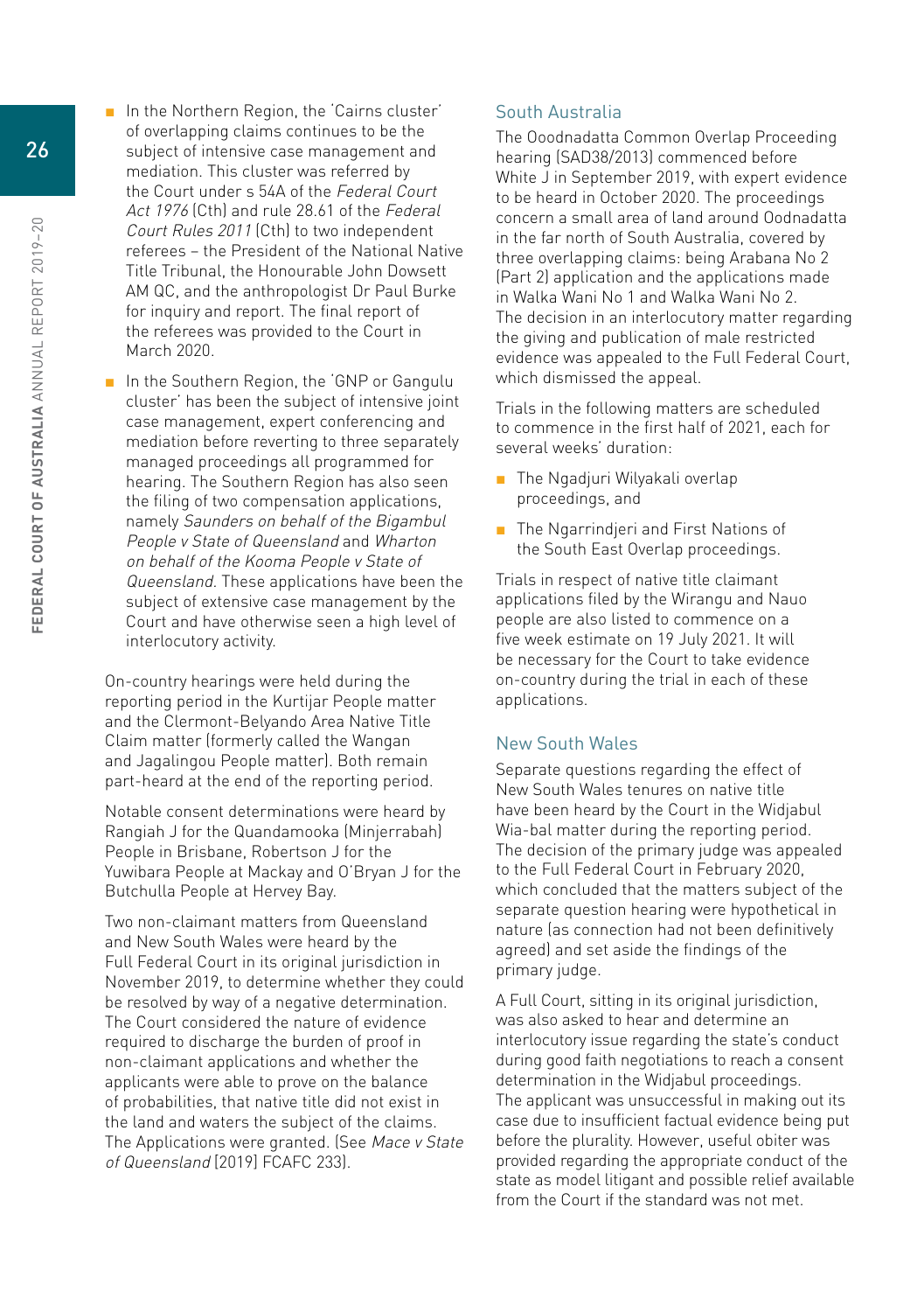- In the Northern Region, the 'Cairns cluster' of overlapping claims continues to be the subject of intensive case management and mediation. This cluster was referred by the Court under s 54A of the *Federal Court Act 1976* (Cth) and rule 28.61 of the *Federal Court Rules 2011* (Cth) to two independent referees – the President of the National Native Title Tribunal, the Honourable John Dowsett AM QC, and the anthropologist Dr Paul Burke for inquiry and report. The final report of the referees was provided to the Court in March 2020.
- In the Southern Region, the 'GNP or Gangulu cluster' has been the subject of intensive joint case management, expert conferencing and mediation before reverting to three separately managed proceedings all programmed for hearing. The Southern Region has also seen the filing of two compensation applications, namely *Saunders on behalf of the Bigambul People v State of Queensland* and *Wharton on behalf of the Kooma People v State of Queensland*. These applications have been the subject of extensive case management by the Court and have otherwise seen a high level of interlocutory activity.

On-country hearings were held during the reporting period in the Kurtijar People matter and the Clermont-Belyando Area Native Title Claim matter (formerly called the Wangan and Jagalingou People matter). Both remain part-heard at the end of the reporting period.

Notable consent determinations were heard by Rangiah J for the Quandamooka (Minjerrabah) People in Brisbane, Robertson J for the Yuwibara People at Mackay and O'Bryan J for the Butchulla People at Hervey Bay.

Two non-claimant matters from Queensland and New South Wales were heard by the Full Federal Court in its original jurisdiction in November 2019, to determine whether they could be resolved by way of a negative determination. The Court considered the nature of evidence required to discharge the burden of proof in non-claimant applications and whether the applicants were able to prove on the balance of probabilities, that native title did not exist in the land and waters the subject of the claims. The Applications were granted. (See *Mace v State of Queensland* [2019] FCAFC 233).

## South Australia

The Ooodnadatta Common Overlap Proceeding hearing (SAD38/2013) commenced before White J in September 2019, with expert evidence to be heard in October 2020. The proceedings concern a small area of land around Oodnadatta in the far north of South Australia, covered by three overlapping claims: being Arabana No 2 (Part 2) application and the applications made in Walka Wani No 1 and Walka Wani No 2. The decision in an interlocutory matter regarding the giving and publication of male restricted evidence was appealed to the Full Federal Court, which dismissed the appeal.

Trials in the following matters are scheduled to commence in the first half of 2021, each for several weeks' duration:

- The Ngadjuri Wilyakali overlap proceedings, and
- The Ngarrindjeri and First Nations of the South East Overlap proceedings.

Trials in respect of native title claimant applications filed by the Wirangu and Nauo people are also listed to commence on a five week estimate on 19 July 2021. It will be necessary for the Court to take evidence on-country during the trial in each of these applications.

## New South Wales

Separate questions regarding the effect of New South Wales tenures on native title have been heard by the Court in the Widjabul Wia-bal matter during the reporting period. The decision of the primary judge was appealed to the Full Federal Court in February 2020, which concluded that the matters subject of the separate question hearing were hypothetical in nature (as connection had not been definitively agreed) and set aside the findings of the primary judge.

A Full Court, sitting in its original jurisdiction, was also asked to hear and determine an interlocutory issue regarding the state's conduct during good faith negotiations to reach a consent determination in the Widjabul proceedings. The applicant was unsuccessful in making out its case due to insufficient factual evidence being put before the plurality. However, useful obiter was provided regarding the appropriate conduct of the state as model litigant and possible relief available from the Court if the standard was not met.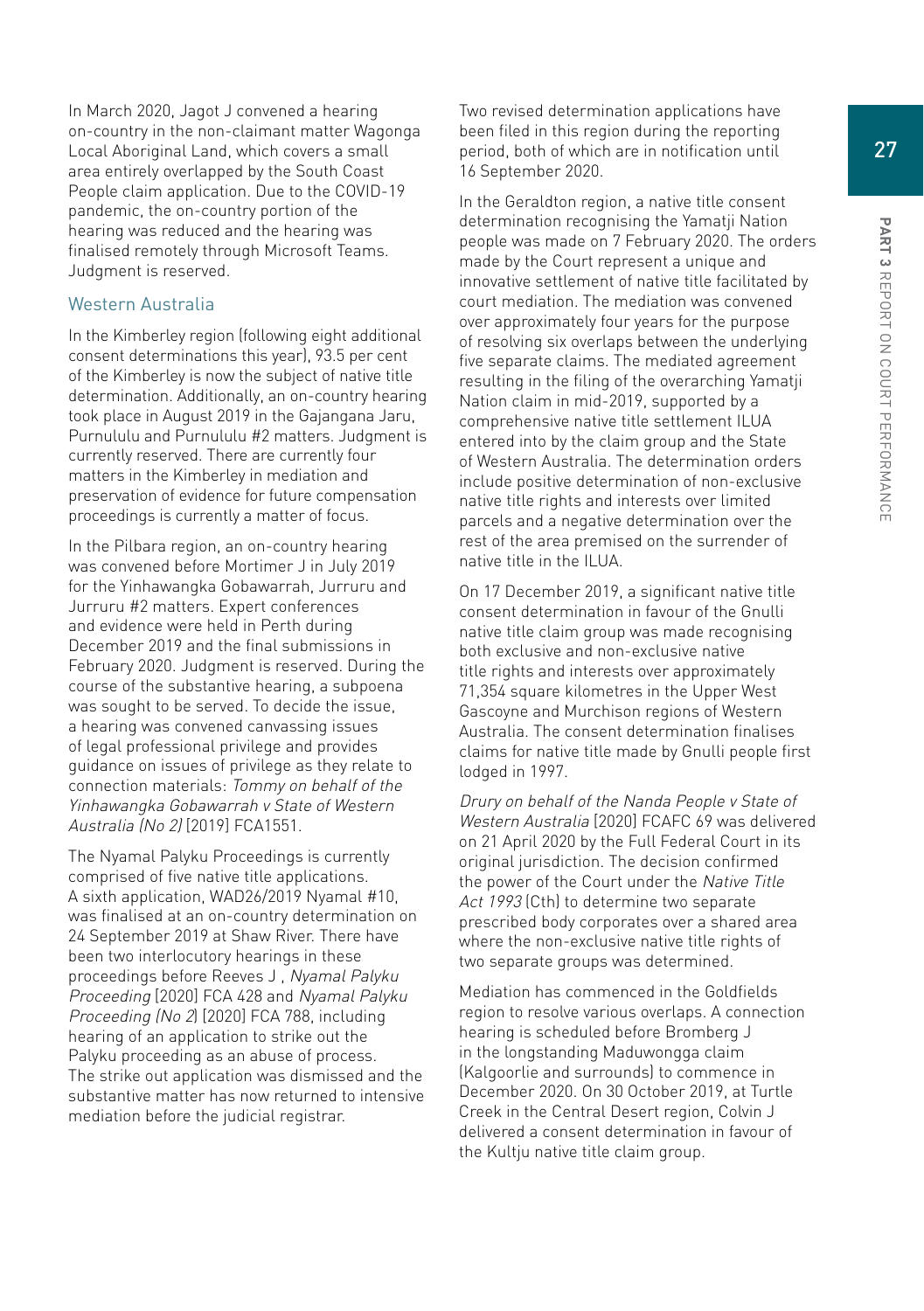In March 2020, Jagot J convened a hearing on-country in the non-claimant matter Wagonga Local Aboriginal Land, which covers a small area entirely overlapped by the South Coast People claim application. Due to the COVID-19 pandemic, the on-country portion of the hearing was reduced and the hearing was finalised remotely through Microsoft Teams. Judgment is reserved.

## Western Australia

In the Kimberley region (following eight additional consent determinations this year), 93.5 per cent of the Kimberley is now the subject of native title determination. Additionally, an on-country hearing took place in August 2019 in the Gajangana Jaru, Purnululu and Purnululu #2 matters. Judgment is currently reserved. There are currently four matters in the Kimberley in mediation and preservation of evidence for future compensation proceedings is currently a matter of focus.

In the Pilbara region, an on-country hearing was convened before Mortimer J in July 2019 for the Yinhawangka Gobawarrah, Jurruru and Jurruru #2 matters. Expert conferences and evidence were held in Perth during December 2019 and the final submissions in February 2020. Judgment is reserved. During the course of the substantive hearing, a subpoena was sought to be served. To decide the issue, a hearing was convened canvassing issues of legal professional privilege and provides guidance on issues of privilege as they relate to connection materials: *Tommy on behalf of the Yinhawangka Gobawarrah v State of Western Australia (No 2)* [2019] FCA1551.

The Nyamal Palyku Proceedings is currently comprised of five native title applications. A sixth application, WAD26/2019 Nyamal #10, was finalised at an on-country determination on 24 September 2019 at Shaw River. There have been two interlocutory hearings in these proceedings before Reeves J , *Nyamal Palyku Proceeding* [2020] FCA 428 and *Nyamal Palyku Proceeding (No 2)* [2020] FCA 788, including hearing of an application to strike out the Palyku proceeding as an abuse of process. The strike out application was dismissed and the substantive matter has now returned to intensive mediation before the judicial registrar.

Two revised determination applications have been filed in this region during the reporting period, both of which are in notification until 16 September 2020.

In the Geraldton region, a native title consent determination recognising the Yamatji Nation people was made on 7 February 2020. The orders made by the Court represent a unique and innovative settlement of native title facilitated by court mediation. The mediation was convened over approximately four years for the purpose of resolving six overlaps between the underlying five separate claims. The mediated agreement resulting in the filing of the overarching Yamatji Nation claim in mid-2019, supported by a comprehensive native title settlement ILUA entered into by the claim group and the State of Western Australia. The determination orders include positive determination of non-exclusive native title rights and interests over limited parcels and a negative determination over the rest of the area premised on the surrender of native title in the ILUA.

On 17 December 2019, a significant native title consent determination in favour of the Gnulli native title claim group was made recognising both exclusive and non-exclusive native title rights and interests over approximately 71,354 square kilometres in the Upper West Gascoyne and Murchison regions of Western Australia. The consent determination finalises claims for native title made by Gnulli people first lodged in 1997.

*Drury on behalf of the Nanda People v State of Western Australia* [2020] FCAFC 69 was delivered on 21 April 2020 by the Full Federal Court in its original jurisdiction. The decision confirmed the power of the Court under the *Native Title Act 1993* (Cth) to determine two separate prescribed body corporates over a shared area where the non-exclusive native title rights of two separate groups was determined.

Mediation has commenced in the Goldfields region to resolve various overlaps. A connection hearing is scheduled before Bromberg J in the longstanding Maduwongga claim (Kalgoorlie and surrounds) to commence in December 2020. On 30 October 2019, at Turtle Creek in the Central Desert region, Colvin J delivered a consent determination in favour of the Kultju native title claim group.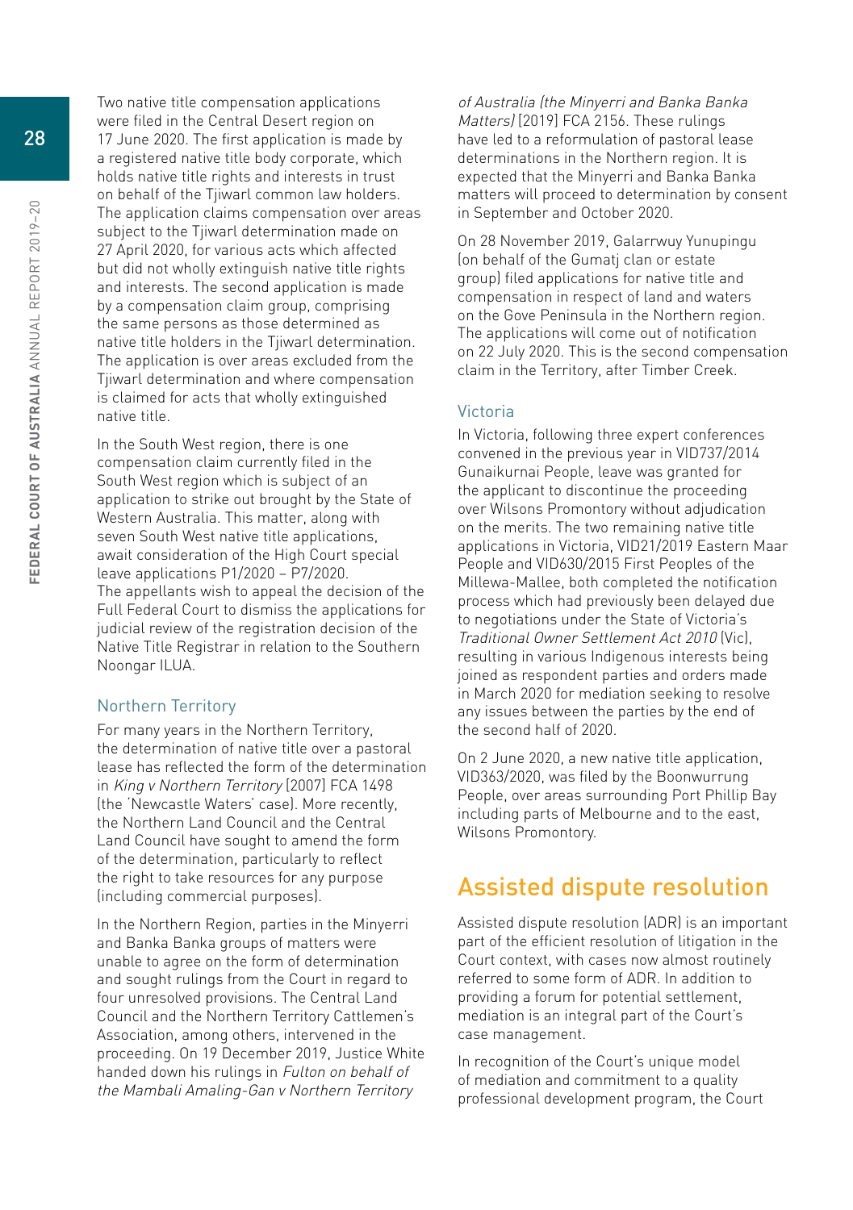Two native title compensation applications were filed in the Central Desert region on 17 June 2020. The first application is made by a registered native title body corporate, which holds native title rights and interests in trust on behalf of the Tjiwarl common law holders. The application claims compensation over areas subject to the Tjiwarl determination made on 27 April 2020, for various acts which affected but did not wholly extinguish native title rights and interests. The second application is made by a compensation claim group, comprising the same persons as those determined as native title holders in the Tjiwarl determination. The application is over areas excluded from the Tjiwarl determination and where compensation is claimed for acts that wholly extinguished native title.

In the South West region, there is one compensation claim currently filed in the South West region which is subject of an application to strike out brought by the State of Western Australia. This matter, along with seven South West native title applications, await consideration of the High Court special leave applications P1/2020 – P7/2020. The appellants wish to appeal the decision of the Full Federal Court to dismiss the applications for judicial review of the registration decision of the Native Title Registrar in relation to the Southern Noongar ILUA.

### Northern Territory

For many years in the Northern Territory, the determination of native title over a pastoral lease has reflected the form of the determination in *King v Northern Territory* [2007] FCA 1498 (the 'Newcastle Waters' case). More recently, the Northern Land Council and the Central Land Council have sought to amend the form of the determination, particularly to reflect the right to take resources for any purpose (including commercial purposes).

In the Northern Region, parties in the Minyerri and Banka Banka groups of matters were unable to agree on the form of determination and sought rulings from the Court in regard to four unresolved provisions. The Central Land Council and the Northern Territory Cattlemen's Association, among others, intervened in the proceeding. On 19 December 2019, Justice White handed down his rulings in *Fulton on behalf of the Mambali Amaling-Gan v Northern Territory of Australia (the Minyerri and Banka Banka Matters)* [2019] FCA 2156. These rulings have led to a reformulation of pastoral lease determinations in the Northern region. It is expected that the Minyerri and Banka Banka matters will proceed to determination by consent in September and October 2020.

On 28 November 2019, Galarrwuy Yunupingu (on behalf of the Gumatj clan or estate group) filed applications for native title and compensation in respect of land and waters on the Gove Peninsula in the Northern region. The applications will come out of notification on 22 July 2020. This is the second compensation claim in the Territory, after Timber Creek.

### Victoria

In Victoria, following three expert conferences convened in the previous year in VID737/2014 Gunaikurnai People, leave was granted for the applicant to discontinue the proceeding over Wilsons Promontory without adjudication on the merits. The two remaining native title applications in Victoria, VID21/2019 Eastern Maar People and VID630/2015 First Peoples of the Millewa-Mallee, both completed the notification process which had previously been delayed due to negotiations under the State of Victoria's *Traditional Owner Settlement Act 2010* (Vic), resulting in various Indigenous interests being joined as respondent parties and orders made in March 2020 for mediation seeking to resolve any issues between the parties by the end of the second half of 2020.

On 2 June 2020, a new native title application, VID363/2020, was filed by the Boonwurrung People, over areas surrounding Port Phillip Bay including parts of Melbourne and to the east, Wilsons Promontory.

## Assisted dispute resolution

Assisted dispute resolution (ADR) is an important part of the efficient resolution of litigation in the Court context, with cases now almost routinely referred to some form of ADR. In addition to providing a forum for potential settlement, mediation is an integral part of the Court's case management.

In recognition of the Court's unique model of mediation and commitment to a quality professional development program, the Court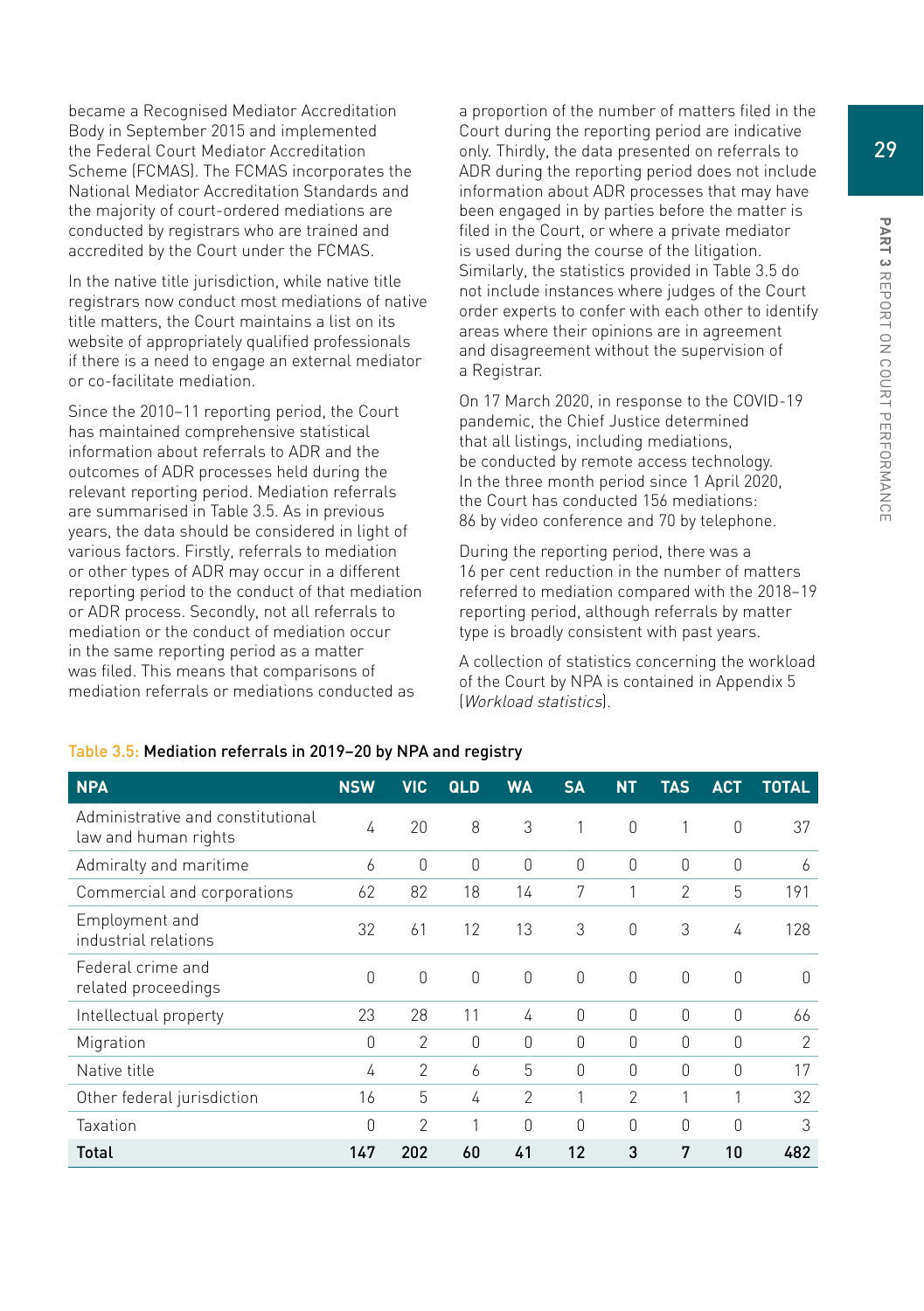became a Recognised Mediator Accreditation Body in September 2015 and implemented the Federal Court Mediator Accreditation Scheme (FCMAS). The FCMAS incorporates the National Mediator Accreditation Standards and the majority of court-ordered mediations are conducted by registrars who are trained and accredited by the Court under the FCMAS.

In the native title jurisdiction, while native title registrars now conduct most mediations of native title matters, the Court maintains a list on its website of appropriately qualified professionals if there is a need to engage an external mediator or co-facilitate mediation.

Since the 2010–11 reporting period, the Court has maintained comprehensive statistical information about referrals to ADR and the outcomes of ADR processes held during the relevant reporting period. Mediation referrals are summarised in Table 3.5. As in previous years, the data should be considered in light of various factors. Firstly, referrals to mediation or other types of ADR may occur in a different reporting period to the conduct of that mediation or ADR process. Secondly, not all referrals to mediation or the conduct of mediation occur in the same reporting period as a matter was filed. This means that comparisons of mediation referrals or mediations conducted as a proportion of the number of matters filed in the Court during the reporting period are indicative only. Thirdly, the data presented on referrals to ADR during the reporting period does not include information about ADR processes that may have been engaged in by parties before the matter is filed in the Court, or where a private mediator is used during the course of the litigation. Similarly, the statistics provided in Table 3.5 do not include instances where judges of the Court order experts to confer with each other to identify areas where their opinions are in agreement and disagreement without the supervision of a Registrar.

On 17 March 2020, in response to the COVID-19 pandemic, the Chief Justice determined that all listings, including mediations, be conducted by remote access technology. In the three month period since 1 April 2020, the Court has conducted 156 mediations: 86 by video conference and 70 by telephone.

During the reporting period, there was a 16 per cent reduction in the number of matters referred to mediation compared with the 2018–19 reporting period, although referrals by matter type is broadly consistent with past years.

A collection of statistics concerning the workload of the Court by NPA is contained in Appendix 5 (*Workload statistics*).

Table 3.5: **Mediation referrals in 2019–20 by NPA and registry**

| NPA | NSW | VIC | QLD | WA | SA | NT | TAS | ACT | TOTAL |
|---|---|---|---|---|---|---|---|---|---|
| Administrative and constitutional law and human rights | 4 | 20 | 8 | 3 | 1 | 0 | 1 | 0 | 37 |
| Admiralty and maritime | 6 | 0 | 0 | 0 | 0 | 0 | 0 | 0 | 6 |
| Commercial and corporations | 62 | 82 | 18 | 14 | 7 | 1 | 2 | 5 | 191 |
| Employment and industrial relations | 32 | 61 | 12 | 13 | 3 | 0 | 3 | 4 | 128 |
| Federal crime and related proceedings | 0 | 0 | 0 | 0 | 0 | 0 | 0 | 0 | 0 |
| Intellectual property | 23 | 28 | 11 | 4 | 0 | 0 | 0 | 0 | 66 |
| Migration | 0 | 2 | 0 | 0 | 0 | 0 | 0 | 0 | 2 |
| Native title | 4 | 2 | 6 | 5 | 0 | 0 | 0 | 0 | 17 |
| Other federal jurisdiction | 16 | 5 | 4 | 2 | 1 | 2 | 1 | 1 | 32 |
| Taxation | 0 | 2 | 1 | 0 | 0 | 0 | 0 | 0 | 3 |
| **Total** | **147** | **202** | **60** | **41** | **12** | **3** | **7** | **10** | **482** |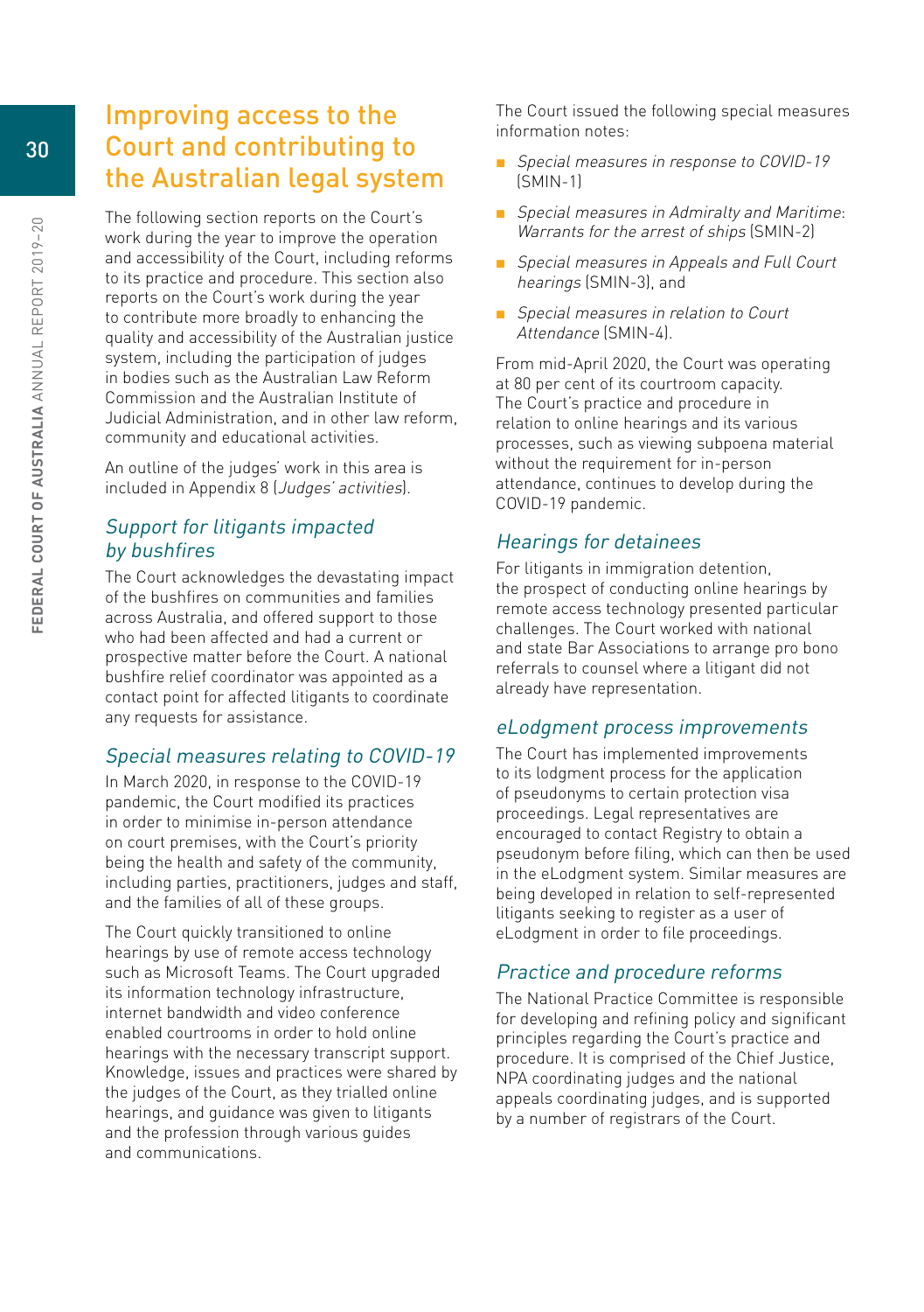# Improving access to the Court and contributing to the Australian legal system

The following section reports on the Court's work during the year to improve the operation and accessibility of the Court, including reforms to its practice and procedure. This section also reports on the Court's work during the year to contribute more broadly to enhancing the quality and accessibility of the Australian justice system, including the participation of judges in bodies such as the Australian Law Reform Commission and the Australian Institute of Judicial Administration, and in other law reform, community and educational activities.

An outline of the judges' work in this area is included in Appendix 8 (*Judges' activities*).

## *Support for litigants impacted by bushfires*

The Court acknowledges the devastating impact of the bushfires on communities and families across Australia, and offered support to those who had been affected and had a current or prospective matter before the Court. A national bushfire relief coordinator was appointed as a contact point for affected litigants to coordinate any requests for assistance.

## *Special measures relating to COVID-19*

In March 2020, in response to the COVID-19 pandemic, the Court modified its practices in order to minimise in-person attendance on court premises, with the Court's priority being the health and safety of the community, including parties, practitioners, judges and staff, and the families of all of these groups.

The Court quickly transitioned to online hearings by use of remote access technology such as Microsoft Teams. The Court upgraded its information technology infrastructure, internet bandwidth and video conference enabled courtrooms in order to hold online hearings with the necessary transcript support. Knowledge, issues and practices were shared by the judges of the Court, as they trialled online hearings, and guidance was given to litigants and the profession through various guides and communications.

The Court issued the following special measures information notes:

- *Special measures in response to COVID-19* (SMIN-1)
- *Special measures in Admiralty and Maritime*: *Warrants for the arrest of ships* (SMIN-2)
- *Special measures in Appeals and Full Court hearings* (SMIN-3), and
- *Special measures in relation to Court Attendance* (SMIN-4).

From mid-April 2020, the Court was operating at 80 per cent of its courtroom capacity. The Court's practice and procedure in relation to online hearings and its various processes, such as viewing subpoena material without the requirement for in-person attendance, continues to develop during the COVID-19 pandemic.

## *Hearings for detainees*

For litigants in immigration detention, the prospect of conducting online hearings by remote access technology presented particular challenges. The Court worked with national and state Bar Associations to arrange pro bono referrals to counsel where a litigant did not already have representation.

## *eLodgment process improvements*

The Court has implemented improvements to its lodgment process for the application of pseudonyms to certain protection visa proceedings. Legal representatives are encouraged to contact Registry to obtain a pseudonym before filing, which can then be used in the eLodgment system. Similar measures are being developed in relation to self-represented litigants seeking to register as a user of eLodgment in order to file proceedings.

## *Practice and procedure reforms*

The National Practice Committee is responsible for developing and refining policy and significant principles regarding the Court's practice and procedure. It is comprised of the Chief Justice, NPA coordinating judges and the national appeals coordinating judges, and is supported by a number of registrars of the Court.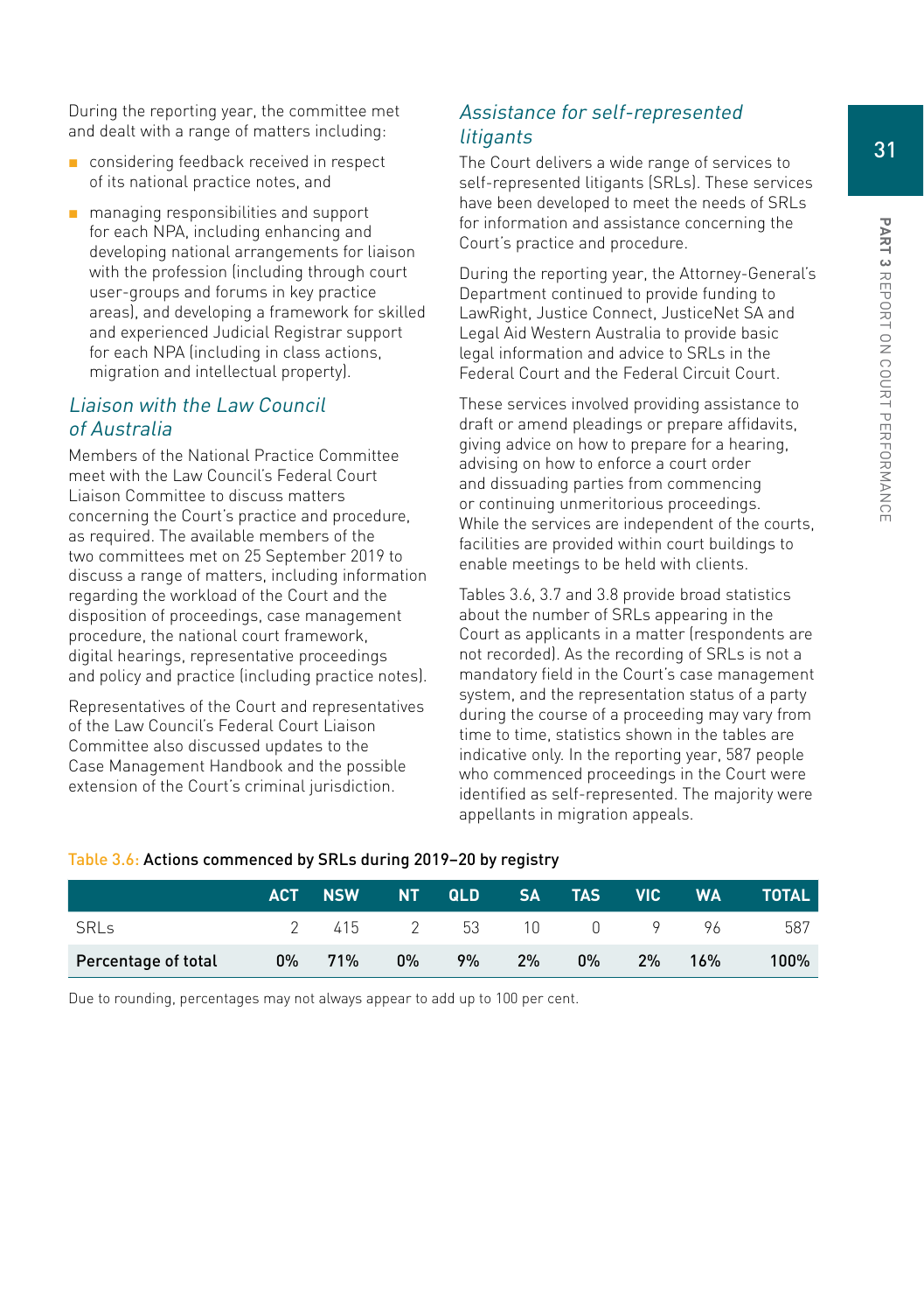During the reporting year, the committee met and dealt with a range of matters including:

- considering feedback received in respect of its national practice notes, and
- managing responsibilities and support for each NPA, including enhancing and developing national arrangements for liaison with the profession (including through court user-groups and forums in key practice areas), and developing a framework for skilled and experienced Judicial Registrar support for each NPA (including in class actions, migration and intellectual property).

### *Liaison with the Law Council of Australia*

Members of the National Practice Committee meet with the Law Council's Federal Court Liaison Committee to discuss matters concerning the Court's practice and procedure, as required. The available members of the two committees met on 25 September 2019 to discuss a range of matters, including information regarding the workload of the Court and the disposition of proceedings, case management procedure, the national court framework, digital hearings, representative proceedings and policy and practice (including practice notes).

Representatives of the Court and representatives of the Law Council's Federal Court Liaison Committee also discussed updates to the Case Management Handbook and the possible extension of the Court's criminal jurisdiction.

### *Assistance for self-represented litigants*

The Court delivers a wide range of services to self-represented litigants (SRLs). These services have been developed to meet the needs of SRLs for information and assistance concerning the Court's practice and procedure.

During the reporting year, the Attorney-General's Department continued to provide funding to LawRight, Justice Connect, JusticeNet SA and Legal Aid Western Australia to provide basic legal information and advice to SRLs in the Federal Court and the Federal Circuit Court.

These services involved providing assistance to draft or amend pleadings or prepare affidavits, giving advice on how to prepare for a hearing, advising on how to enforce a court order and dissuading parties from commencing or continuing unmeritorious proceedings. While the services are independent of the courts, facilities are provided within court buildings to enable meetings to be held with clients.

Tables 3.6, 3.7 and 3.8 provide broad statistics about the number of SRLs appearing in the Court as applicants in a matter (respondents are not recorded). As the recording of SRLs is not a mandatory field in the Court's case management system, and the representation status of a party during the course of a proceeding may vary from time to time, statistics shown in the tables are indicative only. In the reporting year, 587 people who commenced proceedings in the Court were identified as self-represented. The majority were appellants in migration appeals.

**Table 3.6: Actions commenced by SRLs during 2019–20 by registry**

| | ACT | NSW | NT | QLD | SA | TAS | VIC | WA | TOTAL |
|---|---|---|---|---|---|---|---|---|---|
| SRLs | 2 | 415 | 2 | 53 | 10 | 0 | 9 | 96 | 587 |
| **Percentage of total** | **0%** | **71%** | **0%** | **9%** | **2%** | **0%** | **2%** | **16%** | **100%** |

Due to rounding, percentages may not always appear to add up to 100 per cent.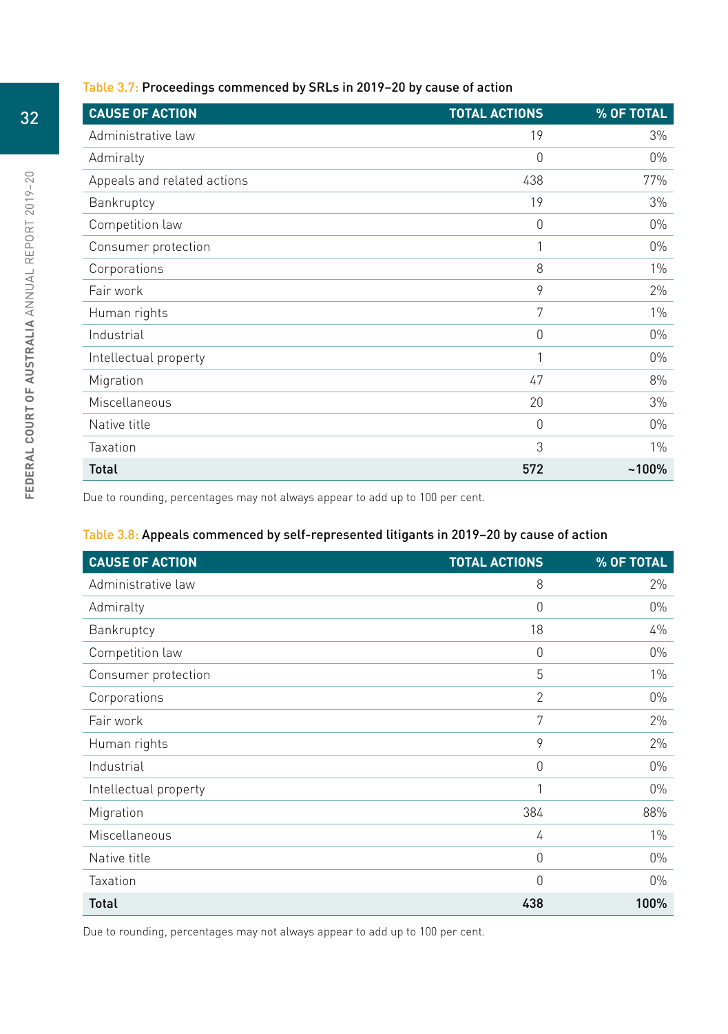Table 3.7: **Proceedings commenced by SRLs in 2019–20 by cause of action**

| CAUSE OF ACTION | TOTAL ACTIONS | % OF TOTAL |
|---|---|---|
| Administrative law | 19 | 3% |
| Admiralty | 0 | 0% |
| Appeals and related actions | 438 | 77% |
| Bankruptcy | 19 | 3% |
| Competition law | 0 | 0% |
| Consumer protection | 1 | 0% |
| Corporations | 8 | 1% |
| Fair work | 9 | 2% |
| Human rights | 7 | 1% |
| Industrial | 0 | 0% |
| Intellectual property | 1 | 0% |
| Migration | 47 | 8% |
| Miscellaneous | 20 | 3% |
| Native title | 0 | 0% |
| Taxation | 3 | 1% |
| **Total** | **572** | **~100%** |

Due to rounding, percentages may not always appear to add up to 100 per cent.

Table 3.8: **Appeals commenced by self-represented litigants in 2019–20 by cause of action**

| CAUSE OF ACTION | TOTAL ACTIONS | % OF TOTAL |
|---|---|---|
| Administrative law | 8 | 2% |
| Admiralty | 0 | 0% |
| Bankruptcy | 18 | 4% |
| Competition law | 0 | 0% |
| Consumer protection | 5 | 1% |
| Corporations | 2 | 0% |
| Fair work | 7 | 2% |
| Human rights | 9 | 2% |
| Industrial | 0 | 0% |
| Intellectual property | 1 | 0% |
| Migration | 384 | 88% |
| Miscellaneous | 4 | 1% |
| Native title | 0 | 0% |
| Taxation | 0 | 0% |
| **Total** | **438** | **100%** |

Due to rounding, percentages may not always appear to add up to 100 per cent.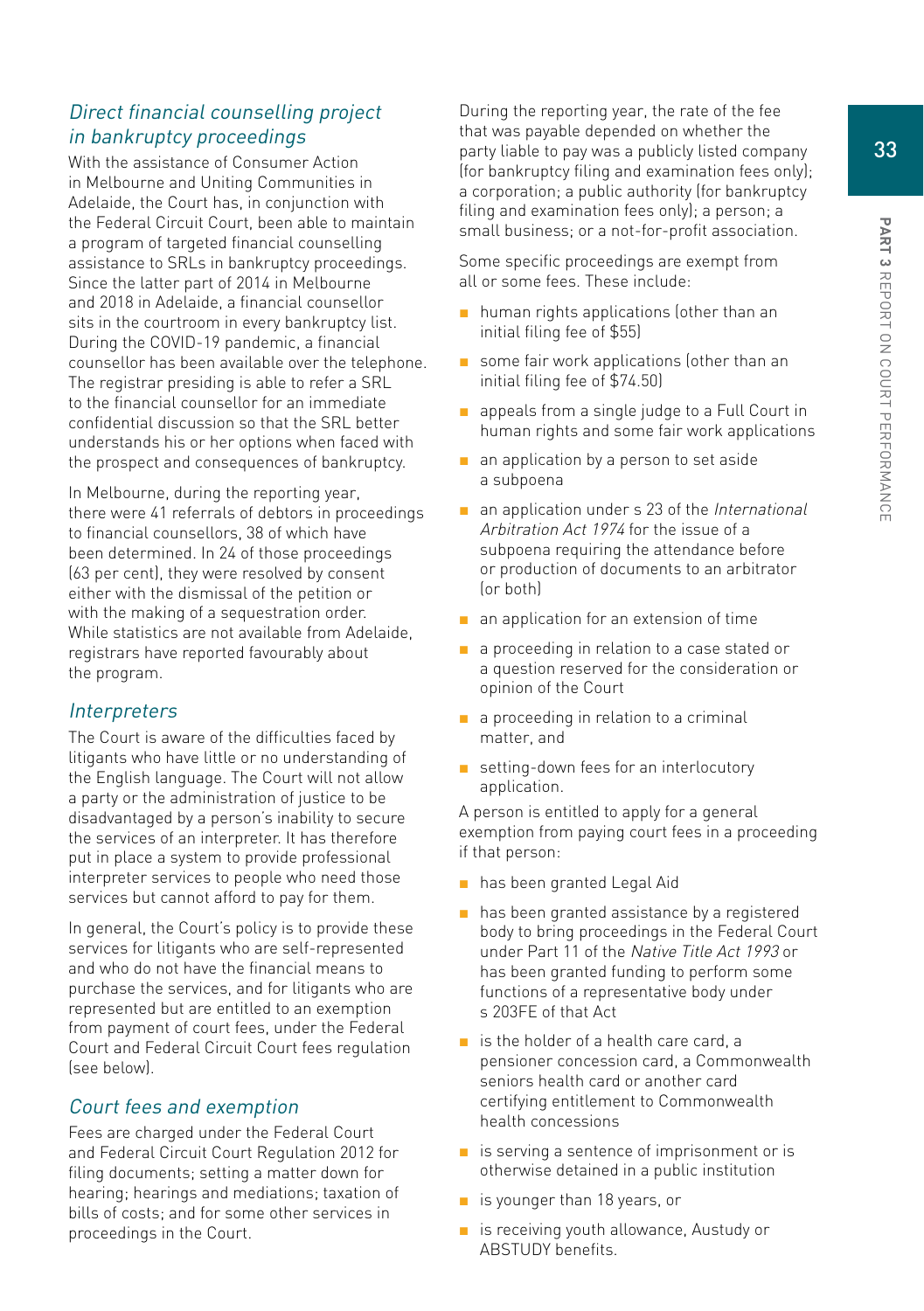### *Direct financial counselling project in bankruptcy proceedings*

With the assistance of Consumer Action in Melbourne and Uniting Communities in Adelaide, the Court has, in conjunction with the Federal Circuit Court, been able to maintain a program of targeted financial counselling assistance to SRLs in bankruptcy proceedings. Since the latter part of 2014 in Melbourne and 2018 in Adelaide, a financial counsellor sits in the courtroom in every bankruptcy list. During the COVID-19 pandemic, a financial counsellor has been available over the telephone. The registrar presiding is able to refer a SRL to the financial counsellor for an immediate confidential discussion so that the SRL better understands his or her options when faced with the prospect and consequences of bankruptcy.

In Melbourne, during the reporting year, there were 41 referrals of debtors in proceedings to financial counsellors, 38 of which have been determined. In 24 of those proceedings (63 per cent), they were resolved by consent either with the dismissal of the petition or with the making of a sequestration order. While statistics are not available from Adelaide, registrars have reported favourably about the program.

### *Interpreters*

The Court is aware of the difficulties faced by litigants who have little or no understanding of the English language. The Court will not allow a party or the administration of justice to be disadvantaged by a person's inability to secure the services of an interpreter. It has therefore put in place a system to provide professional interpreter services to people who need those services but cannot afford to pay for them.

In general, the Court's policy is to provide these services for litigants who are self-represented and who do not have the financial means to purchase the services, and for litigants who are represented but are entitled to an exemption from payment of court fees, under the Federal Court and Federal Circuit Court fees regulation (see below).

### *Court fees and exemption*

Fees are charged under the Federal Court and Federal Circuit Court Regulation 2012 for filing documents; setting a matter down for hearing; hearings and mediations; taxation of bills of costs; and for some other services in proceedings in the Court.

During the reporting year, the rate of the fee that was payable depended on whether the party liable to pay was a publicly listed company (for bankruptcy filing and examination fees only); a corporation; a public authority (for bankruptcy filing and examination fees only); a person; a small business; or a not-for-profit association.

Some specific proceedings are exempt from all or some fees. These include:

- human rights applications (other than an initial filing fee of $55)
- some fair work applications (other than an initial filing fee of $74.50)
- appeals from a single judge to a Full Court in human rights and some fair work applications
- an application by a person to set aside a subpoena
- an application under s 23 of the *International Arbitration Act 1974* for the issue of a subpoena requiring the attendance before or production of documents to an arbitrator (or both)
- an application for an extension of time
- a proceeding in relation to a case stated or a question reserved for the consideration or opinion of the Court
- a proceeding in relation to a criminal matter, and
- setting-down fees for an interlocutory application.

A person is entitled to apply for a general exemption from paying court fees in a proceeding if that person:

- has been granted Legal Aid
- has been granted assistance by a registered body to bring proceedings in the Federal Court under Part 11 of the *Native Title Act 1993* or has been granted funding to perform some functions of a representative body under s 203FE of that Act
- is the holder of a health care card, a pensioner concession card, a Commonwealth seniors health card or another card certifying entitlement to Commonwealth health concessions
- is serving a sentence of imprisonment or is otherwise detained in a public institution
- is younger than 18 years, or
- is receiving youth allowance, Austudy or ABSTUDY benefits.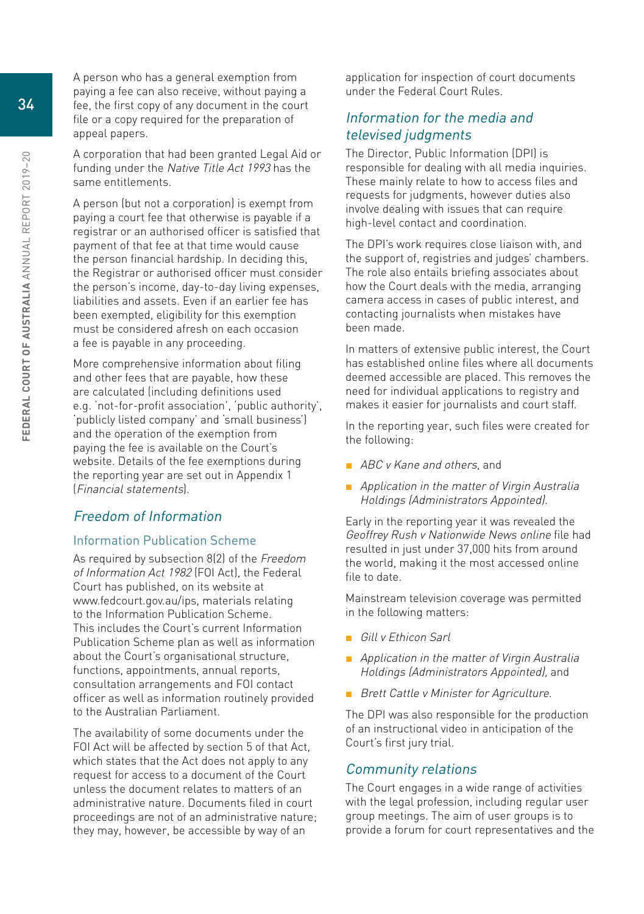A person who has a general exemption from paying a fee can also receive, without paying a fee, the first copy of any document in the court file or a copy required for the preparation of appeal papers.

A corporation that had been granted Legal Aid or funding under the *Native Title Act 1993* has the same entitlements.

A person (but not a corporation) is exempt from paying a court fee that otherwise is payable if a registrar or an authorised officer is satisfied that payment of that fee at that time would cause the person financial hardship. In deciding this, the Registrar or authorised officer must consider the person's income, day-to-day living expenses, liabilities and assets. Even if an earlier fee has been exempted, eligibility for this exemption must be considered afresh on each occasion a fee is payable in any proceeding.

More comprehensive information about filing and other fees that are payable, how these are calculated (including definitions used e.g. 'not-for-profit association', 'public authority', 'publicly listed company' and 'small business') and the operation of the exemption from paying the fee is available on the Court's website. Details of the fee exemptions during the reporting year are set out in Appendix 1 (*Financial statements*).

## *Freedom of Information*

### Information Publication Scheme

As required by subsection 8(2) of the *Freedom of Information Act 1982* (FOI Act), the Federal Court has published, on its website at www.fedcourt.gov.au/ips, materials relating to the Information Publication Scheme. This includes the Court's current Information Publication Scheme plan as well as information about the Court's organisational structure, functions, appointments, annual reports, consultation arrangements and FOI contact officer as well as information routinely provided to the Australian Parliament.

The availability of some documents under the FOI Act will be affected by section 5 of that Act, which states that the Act does not apply to any request for access to a document of the Court unless the document relates to matters of an administrative nature. Documents filed in court proceedings are not of an administrative nature; they may, however, be accessible by way of an application for inspection of court documents under the Federal Court Rules.

## *Information for the media and televised judgments*

The Director, Public Information (DPI) is responsible for dealing with all media inquiries. These mainly relate to how to access files and requests for judgments, however duties also involve dealing with issues that can require high-level contact and coordination.

The DPI's work requires close liaison with, and the support of, registries and judges' chambers. The role also entails briefing associates about how the Court deals with the media, arranging camera access in cases of public interest, and contacting journalists when mistakes have been made.

In matters of extensive public interest, the Court has established online files where all documents deemed accessible are placed. This removes the need for individual applications to registry and makes it easier for journalists and court staff.

In the reporting year, such files were created for the following:

- *ABC v Kane and others*, and
- *Application in the matter of Virgin Australia Holdings (Administrators Appointed).*

Early in the reporting year it was revealed the *Geoffrey Rush v Nationwide News online* file had resulted in just under 37,000 hits from around the world, making it the most accessed online file to date.

Mainstream television coverage was permitted in the following matters:

- *Gill v Ethicon Sarl*
- *Application in the matter of Virgin Australia Holdings (Administrators Appointed),* and
- *Brett Cattle v Minister for Agriculture.*

The DPI was also responsible for the production of an instructional video in anticipation of the Court's first jury trial.

## *Community relations*

The Court engages in a wide range of activities with the legal profession, including regular user group meetings. The aim of user groups is to provide a forum for court representatives and the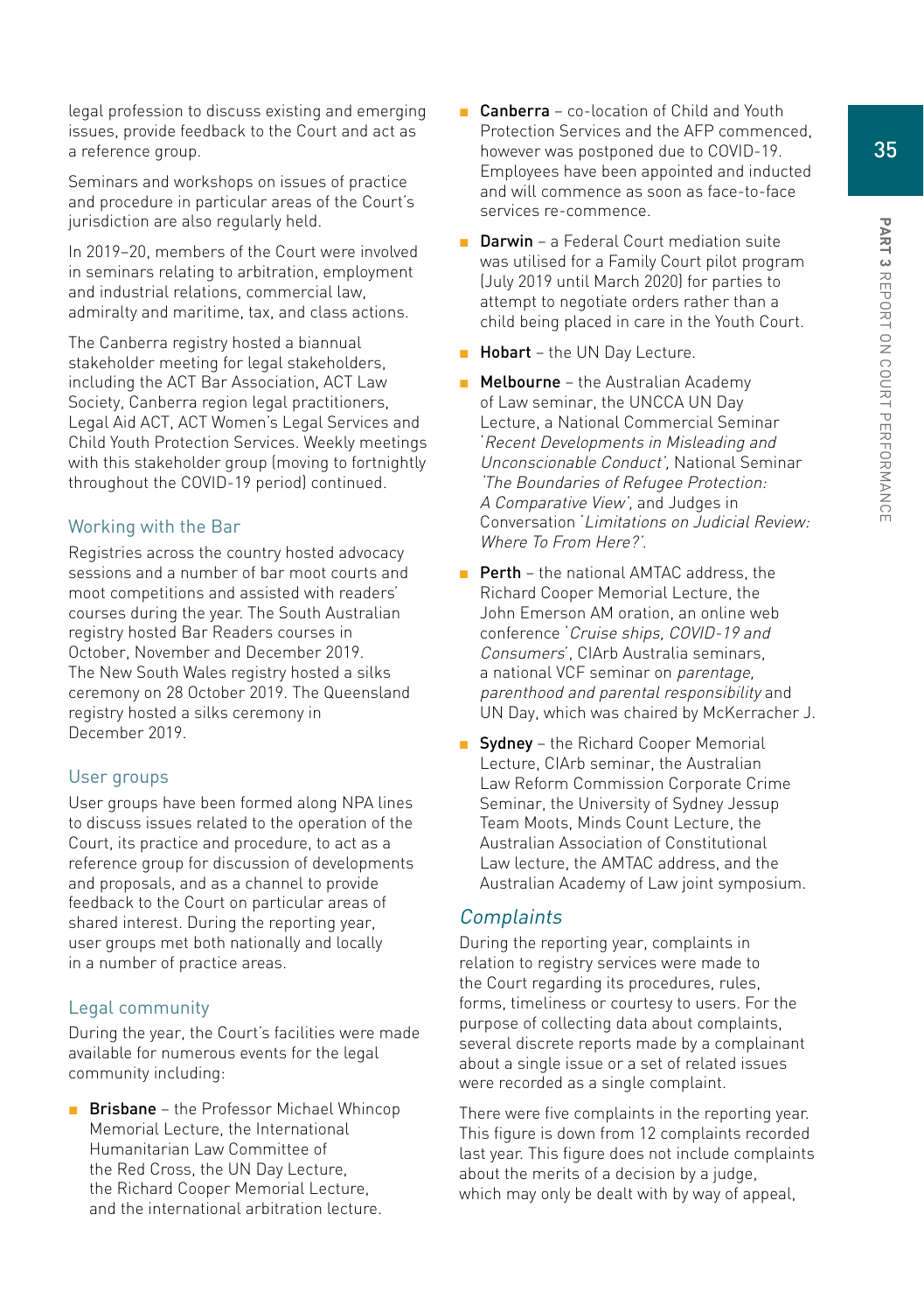legal profession to discuss existing and emerging issues, provide feedback to the Court and act as a reference group.

Seminars and workshops on issues of practice and procedure in particular areas of the Court's jurisdiction are also regularly held.

In 2019–20, members of the Court were involved in seminars relating to arbitration, employment and industrial relations, commercial law, admiralty and maritime, tax, and class actions.

The Canberra registry hosted a biannual stakeholder meeting for legal stakeholders, including the ACT Bar Association, ACT Law Society, Canberra region legal practitioners, Legal Aid ACT, ACT Women's Legal Services and Child Youth Protection Services. Weekly meetings with this stakeholder group (moving to fortnightly throughout the COVID-19 period) continued.

### Working with the Bar

Registries across the country hosted advocacy sessions and a number of bar moot courts and moot competitions and assisted with readers' courses during the year. The South Australian registry hosted Bar Readers courses in October, November and December 2019. The New South Wales registry hosted a silks ceremony on 28 October 2019. The Queensland registry hosted a silks ceremony in December 2019.

### User groups

User groups have been formed along NPA lines to discuss issues related to the operation of the Court, its practice and procedure, to act as a reference group for discussion of developments and proposals, and as a channel to provide feedback to the Court on particular areas of shared interest. During the reporting year, user groups met both nationally and locally in a number of practice areas.

### Legal community

During the year, the Court's facilities were made available for numerous events for the legal community including:

- **Brisbane** – the Professor Michael Whincop Memorial Lecture, the International Humanitarian Law Committee of the Red Cross, the UN Day Lecture, the Richard Cooper Memorial Lecture, and the international arbitration lecture.
- **Canberra** – co-location of Child and Youth Protection Services and the AFP commenced, however was postponed due to COVID-19. Employees have been appointed and inducted and will commence as soon as face-to-face services re-commence.
- **Darwin** – a Federal Court mediation suite was utilised for a Family Court pilot program (July 2019 until March 2020) for parties to attempt to negotiate orders rather than a child being placed in care in the Youth Court.
- **Hobart** – the UN Day Lecture.
- **Melbourne** – the Australian Academy of Law seminar, the UNCCA UN Day Lecture, a National Commercial Seminar '*Recent Developments in Misleading and Unconscionable Conduct*', National Seminar '*The Boundaries of Refugee Protection: A Comparative View*', and Judges in Conversation '*Limitations on Judicial Review: Where To From Here?*'.
- **Perth** – the national AMTAC address, the Richard Cooper Memorial Lecture, the John Emerson AM oration, an online web conference '*Cruise ships, COVID-19 and Consumers*', CIArb Australia seminars, a national VCF seminar on *parentage, parenthood and parental responsibility* and UN Day, which was chaired by McKerracher J.
- **Sydney** – the Richard Cooper Memorial Lecture, CIArb seminar, the Australian Law Reform Commission Corporate Crime Seminar, the University of Sydney Jessup Team Moots, Minds Count Lecture, the Australian Association of Constitutional Law lecture, the AMTAC address, and the Australian Academy of Law joint symposium.

## *Complaints*

During the reporting year, complaints in relation to registry services were made to the Court regarding its procedures, rules, forms, timeliness or courtesy to users. For the purpose of collecting data about complaints, several discrete reports made by a complainant about a single issue or a set of related issues were recorded as a single complaint.

There were five complaints in the reporting year. This figure is down from 12 complaints recorded last year. This figure does not include complaints about the merits of a decision by a judge, which may only be dealt with by way of appeal,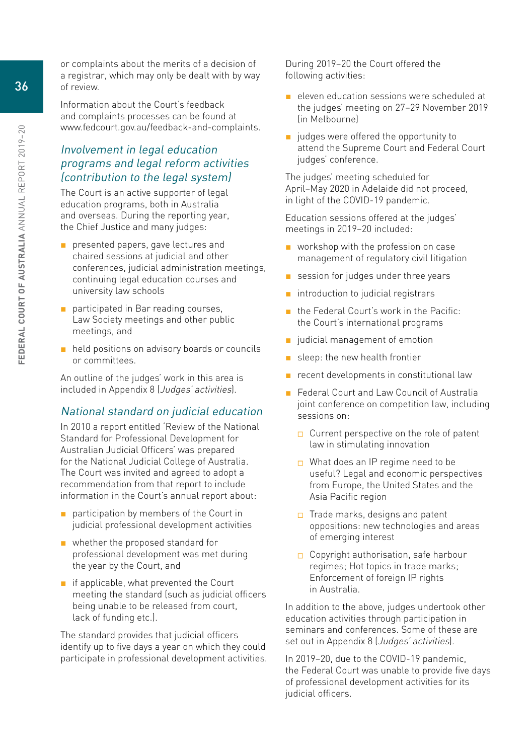or complaints about the merits of a decision of a registrar, which may only be dealt with by way of review.

Information about the Court's feedback and complaints processes can be found at www.fedcourt.gov.au/feedback-and-complaints.

## *Involvement in legal education programs and legal reform activities (contribution to the legal system)*

The Court is an active supporter of legal education programs, both in Australia and overseas. During the reporting year, the Chief Justice and many judges:

- presented papers, gave lectures and chaired sessions at judicial and other conferences, judicial administration meetings, continuing legal education courses and university law schools
- participated in Bar reading courses, Law Society meetings and other public meetings, and
- held positions on advisory boards or councils or committees.

An outline of the judges' work in this area is included in Appendix 8 (*Judges' activities*).

## *National standard on judicial education*

In 2010 a report entitled 'Review of the National Standard for Professional Development for Australian Judicial Officers' was prepared for the National Judicial College of Australia. The Court was invited and agreed to adopt a recommendation from that report to include information in the Court's annual report about:

- participation by members of the Court in judicial professional development activities
- whether the proposed standard for professional development was met during the year by the Court, and
- if applicable, what prevented the Court meeting the standard (such as judicial officers being unable to be released from court, lack of funding etc.).

The standard provides that judicial officers identify up to five days a year on which they could participate in professional development activities.

During 2019–20 the Court offered the following activities:

- eleven education sessions were scheduled at the judges' meeting on 27–29 November 2019 (in Melbourne)
- judges were offered the opportunity to attend the Supreme Court and Federal Court judges' conference.

The judges' meeting scheduled for April–May 2020 in Adelaide did not proceed, in light of the COVID-19 pandemic.

Education sessions offered at the judges' meetings in 2019–20 included:

- workshop with the profession on case management of regulatory civil litigation
- session for judges under three years
- introduction to judicial registrars
- the Federal Court's work in the Pacific: the Court's international programs
- judicial management of emotion
- sleep: the new health frontier
- recent developments in constitutional law
- Federal Court and Law Council of Australia joint conference on competition law, including sessions on:
  - Current perspective on the role of patent law in stimulating innovation
  - What does an IP regime need to be useful? Legal and economic perspectives from Europe, the United States and the Asia Pacific region
  - Trade marks, designs and patent oppositions: new technologies and areas of emerging interest
  - Copyright authorisation, safe harbour regimes; Hot topics in trade marks; Enforcement of foreign IP rights in Australia.

In addition to the above, judges undertook other education activities through participation in seminars and conferences. Some of these are set out in Appendix 8 (*Judges' activities*).

In 2019–20, due to the COVID-19 pandemic, the Federal Court was unable to provide five days of professional development activities for its judicial officers.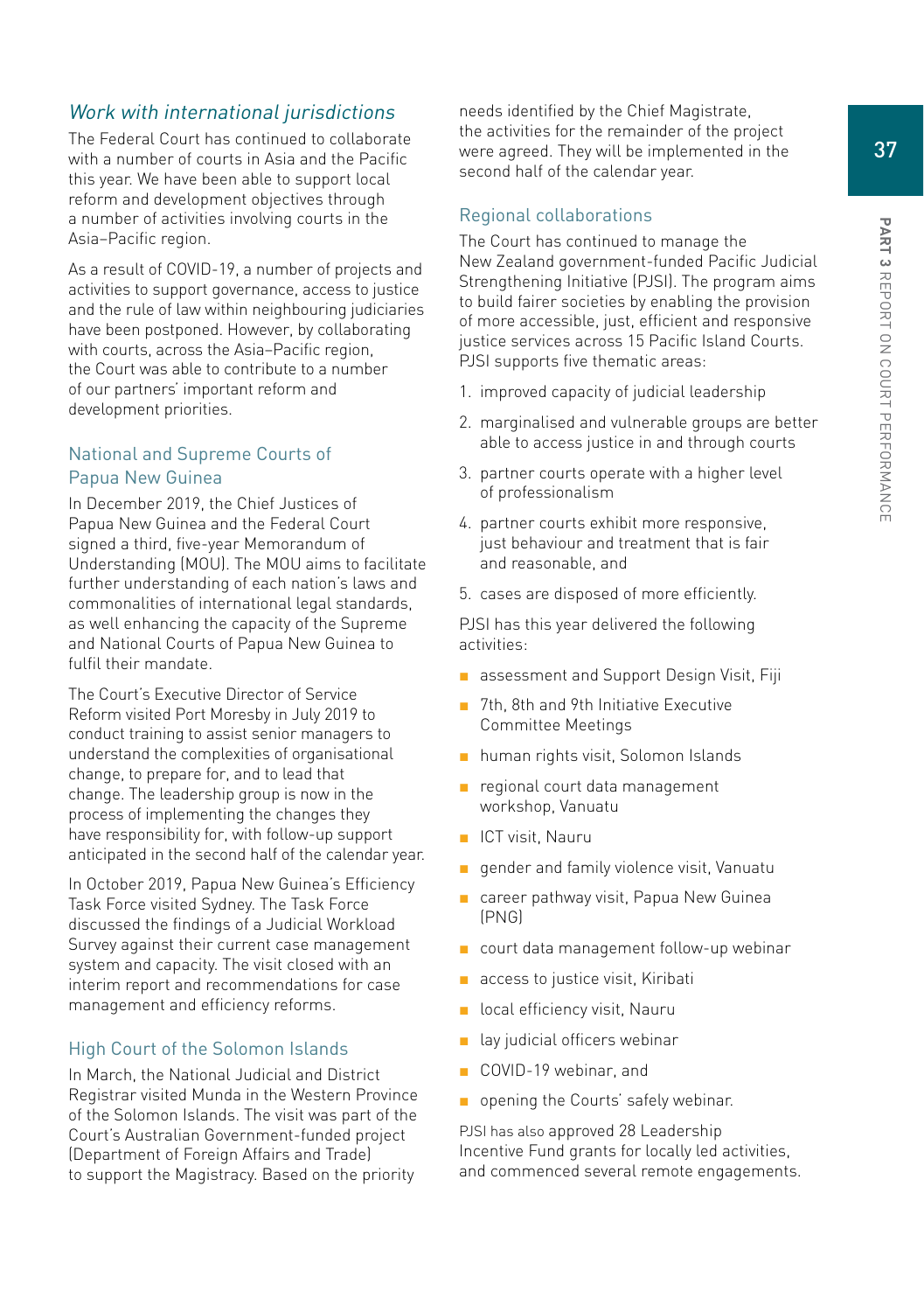### *Work with international jurisdictions*

The Federal Court has continued to collaborate with a number of courts in Asia and the Pacific this year. We have been able to support local reform and development objectives through a number of activities involving courts in the Asia–Pacific region.

As a result of COVID-19, a number of projects and activities to support governance, access to justice and the rule of law within neighbouring judiciaries have been postponed. However, by collaborating with courts, across the Asia–Pacific region, the Court was able to contribute to a number of our partners' important reform and development priorities.

#### National and Supreme Courts of Papua New Guinea

In December 2019, the Chief Justices of Papua New Guinea and the Federal Court signed a third, five-year Memorandum of Understanding (MOU). The MOU aims to facilitate further understanding of each nation's laws and commonalities of international legal standards, as well enhancing the capacity of the Supreme and National Courts of Papua New Guinea to fulfil their mandate.

The Court's Executive Director of Service Reform visited Port Moresby in July 2019 to conduct training to assist senior managers to understand the complexities of organisational change, to prepare for, and to lead that change. The leadership group is now in the process of implementing the changes they have responsibility for, with follow-up support anticipated in the second half of the calendar year.

In October 2019, Papua New Guinea's Efficiency Task Force visited Sydney. The Task Force discussed the findings of a Judicial Workload Survey against their current case management system and capacity. The visit closed with an interim report and recommendations for case management and efficiency reforms.

#### High Court of the Solomon Islands

In March, the National Judicial and District Registrar visited Munda in the Western Province of the Solomon Islands. The visit was part of the Court's Australian Government-funded project (Department of Foreign Affairs and Trade) to support the Magistracy. Based on the priority needs identified by the Chief Magistrate, the activities for the remainder of the project were agreed. They will be implemented in the second half of the calendar year.

#### Regional collaborations

The Court has continued to manage the New Zealand government-funded Pacific Judicial Strengthening Initiative (PJSI). The program aims to build fairer societies by enabling the provision of more accessible, just, efficient and responsive justice services across 15 Pacific Island Courts. PJSI supports five thematic areas:

1. improved capacity of judicial leadership
2. marginalised and vulnerable groups are better able to access justice in and through courts
3. partner courts operate with a higher level of professionalism
4. partner courts exhibit more responsive, just behaviour and treatment that is fair and reasonable, and
5. cases are disposed of more efficiently.

PJSI has this year delivered the following activities:

- assessment and Support Design Visit, Fiji
- 7th, 8th and 9th Initiative Executive Committee Meetings
- human rights visit, Solomon Islands
- regional court data management workshop, Vanuatu
- ICT visit, Nauru
- gender and family violence visit, Vanuatu
- career pathway visit, Papua New Guinea (PNG)
- court data management follow-up webinar
- access to justice visit, Kiribati
- local efficiency visit, Nauru
- lay judicial officers webinar
- COVID-19 webinar, and
- opening the Courts' safely webinar.

PJSI has also approved 28 Leadership Incentive Fund grants for locally led activities, and commenced several remote engagements.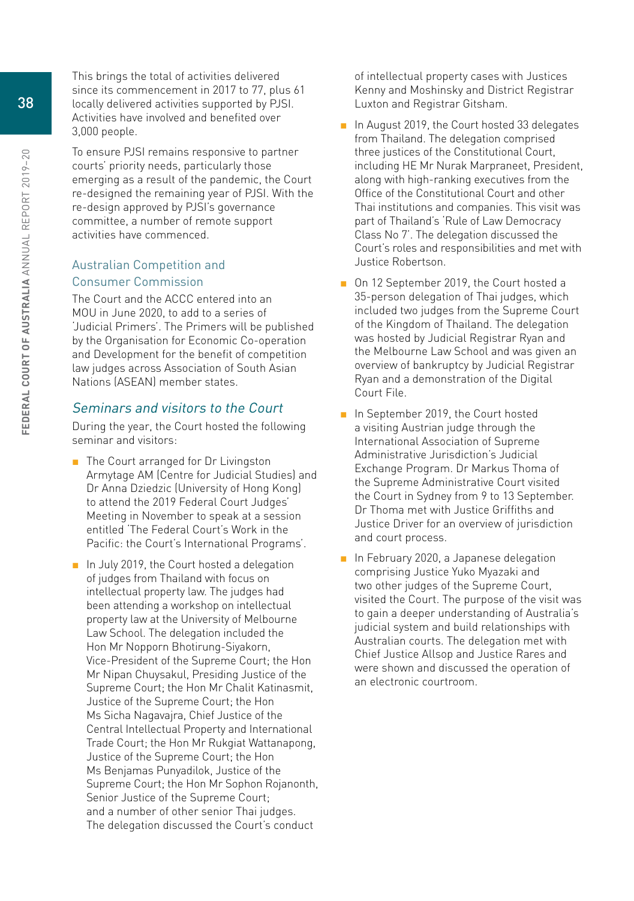This brings the total of activities delivered since its commencement in 2017 to 77, plus 61 locally delivered activities supported by PJSI. Activities have involved and benefited over 3,000 people.

To ensure PJSI remains responsive to partner courts' priority needs, particularly those emerging as a result of the pandemic, the Court re-designed the remaining year of PJSI. With the re-design approved by PJSI's governance committee, a number of remote support activities have commenced.

### Australian Competition and Consumer Commission

The Court and the ACCC entered into an MOU in June 2020, to add to a series of 'Judicial Primers'. The Primers will be published by the Organisation for Economic Co-operation and Development for the benefit of competition law judges across Association of South Asian Nations (ASEAN) member states.

## *Seminars and visitors to the Court*

During the year, the Court hosted the following seminar and visitors:

- The Court arranged for Dr Livingston Armytage AM (Centre for Judicial Studies) and Dr Anna Dziedzic (University of Hong Kong) to attend the 2019 Federal Court Judges' Meeting in November to speak at a session entitled 'The Federal Court's Work in the Pacific: the Court's International Programs'.
- In July 2019, the Court hosted a delegation of judges from Thailand with focus on intellectual property law. The judges had been attending a workshop on intellectual property law at the University of Melbourne Law School. The delegation included the Hon Mr Nopporn Bhotirung-Siyakorn, Vice-President of the Supreme Court; the Hon Mr Nipan Chuysakul, Presiding Justice of the Supreme Court; the Hon Mr Chalit Katinasmit, Justice of the Supreme Court; the Hon Ms Sicha Nagavajra, Chief Justice of the Central Intellectual Property and International Trade Court; the Hon Mr Rukgiat Wattanapong, Justice of the Supreme Court; the Hon Ms Benjamas Punyadilok, Justice of the Supreme Court; the Hon Mr Sophon Rojanonth, Senior Justice of the Supreme Court; and a number of other senior Thai judges. The delegation discussed the Court's conduct of intellectual property cases with Justices Kenny and Moshinsky and District Registrar Luxton and Registrar Gitsham.
- In August 2019, the Court hosted 33 delegates from Thailand. The delegation comprised three justices of the Constitutional Court, including HE Mr Nurak Marpraneet, President, along with high-ranking executives from the Office of the Constitutional Court and other Thai institutions and companies. This visit was part of Thailand's 'Rule of Law Democracy Class No 7'. The delegation discussed the Court's roles and responsibilities and met with Justice Robertson.
- On 12 September 2019, the Court hosted a 35-person delegation of Thai judges, which included two judges from the Supreme Court of the Kingdom of Thailand. The delegation was hosted by Judicial Registrar Ryan and the Melbourne Law School and was given an overview of bankruptcy by Judicial Registrar Ryan and a demonstration of the Digital Court File.
- In September 2019, the Court hosted a visiting Austrian judge through the International Association of Supreme Administrative Jurisdiction's Judicial Exchange Program. Dr Markus Thoma of the Supreme Administrative Court visited the Court in Sydney from 9 to 13 September. Dr Thoma met with Justice Griffiths and Justice Driver for an overview of jurisdiction and court process.
- In February 2020, a Japanese delegation comprising Justice Yuko Myazaki and two other judges of the Supreme Court, visited the Court. The purpose of the visit was to gain a deeper understanding of Australia's judicial system and build relationships with Australian courts. The delegation met with Chief Justice Allsop and Justice Rares and were shown and discussed the operation of an electronic courtroom.